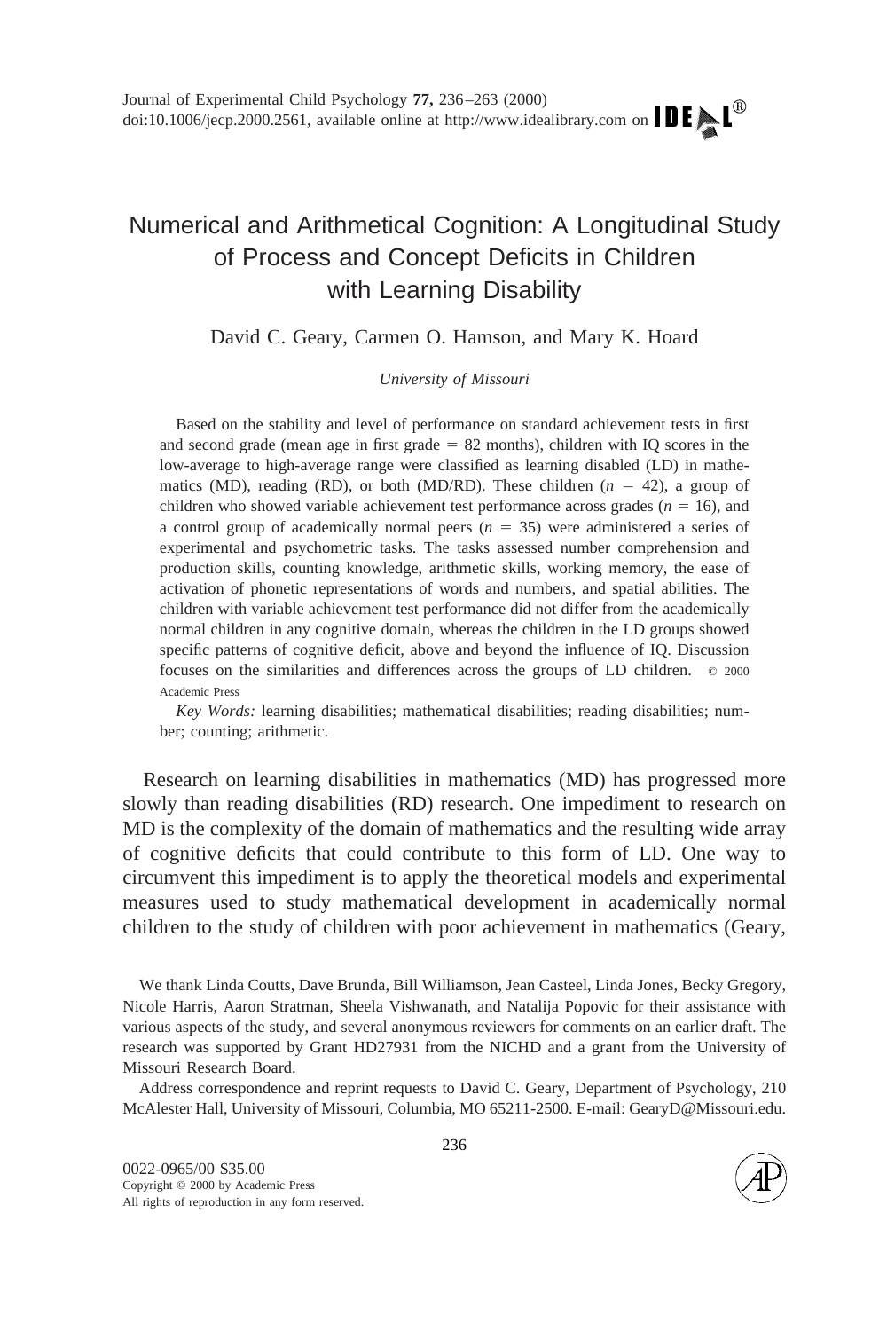# Numerical and Arithmetical Cognition: A Longitudinal Study of Process and Concept Deficits in Children with Learning Disability

David C. Geary, Carmen O. Hamson, and Mary K. Hoard

*University of Missouri*

Based on the stability and level of performance on standard achievement tests in first and second grade (mean age in first grade = 82 months), children with IQ scores in the low-average to high-average range were classified as learning disabled (LD) in mathematics (MD), reading (RD), or both (MD/RD). These children ($n = 42$), a group of children who showed variable achievement test performance across grades ($n = 16$), and a control group of academically normal peers ($n = 35$) were administered a series of experimental and psychometric tasks. The tasks assessed number comprehension and production skills, counting knowledge, arithmetic skills, working memory, the ease of activation of phonetic representations of words and numbers, and spatial abilities. The children with variable achievement test performance did not differ from the academically normal children in any cognitive domain, whereas the children in the LD groups showed specific patterns of cognitive deficit, above and beyond the influence of IQ. Discussion focuses on the similarities and differences across the groups of LD children. © 2000 Academic Press

*Key Words:* learning disabilities; mathematical disabilities; reading disabilities; number; counting; arithmetic.

Research on learning disabilities in mathematics (MD) has progressed more slowly than reading disabilities (RD) research. One impediment to research on MD is the complexity of the domain of mathematics and the resulting wide array of cognitive deficits that could contribute to this form of LD. One way to circumvent this impediment is to apply the theoretical models and experimental measures used to study mathematical development in academically normal children to the study of children with poor achievement in mathematics (Geary,

We thank Linda Coutts, Dave Brunda, Bill Williamson, Jean Casteel, Linda Jones, Becky Gregory, Nicole Harris, Aaron Stratman, Sheela Vishwanath, and Natalija Popovic for their assistance with various aspects of the study, and several anonymous reviewers for comments on an earlier draft. The research was supported by Grant HD27931 from the NICHD and a grant from the University of Missouri Research Board.

Address correspondence and reprint requests to David C. Geary, Department of Psychology, 210 McAlester Hall, University of Missouri, Columbia, MO 65211-2500. E-mail: GearyD@Missouri.edu.

0022-0965/00 $35.00
Copyright © 2000 by Academic Press
All rights of reproduction in any form reserved.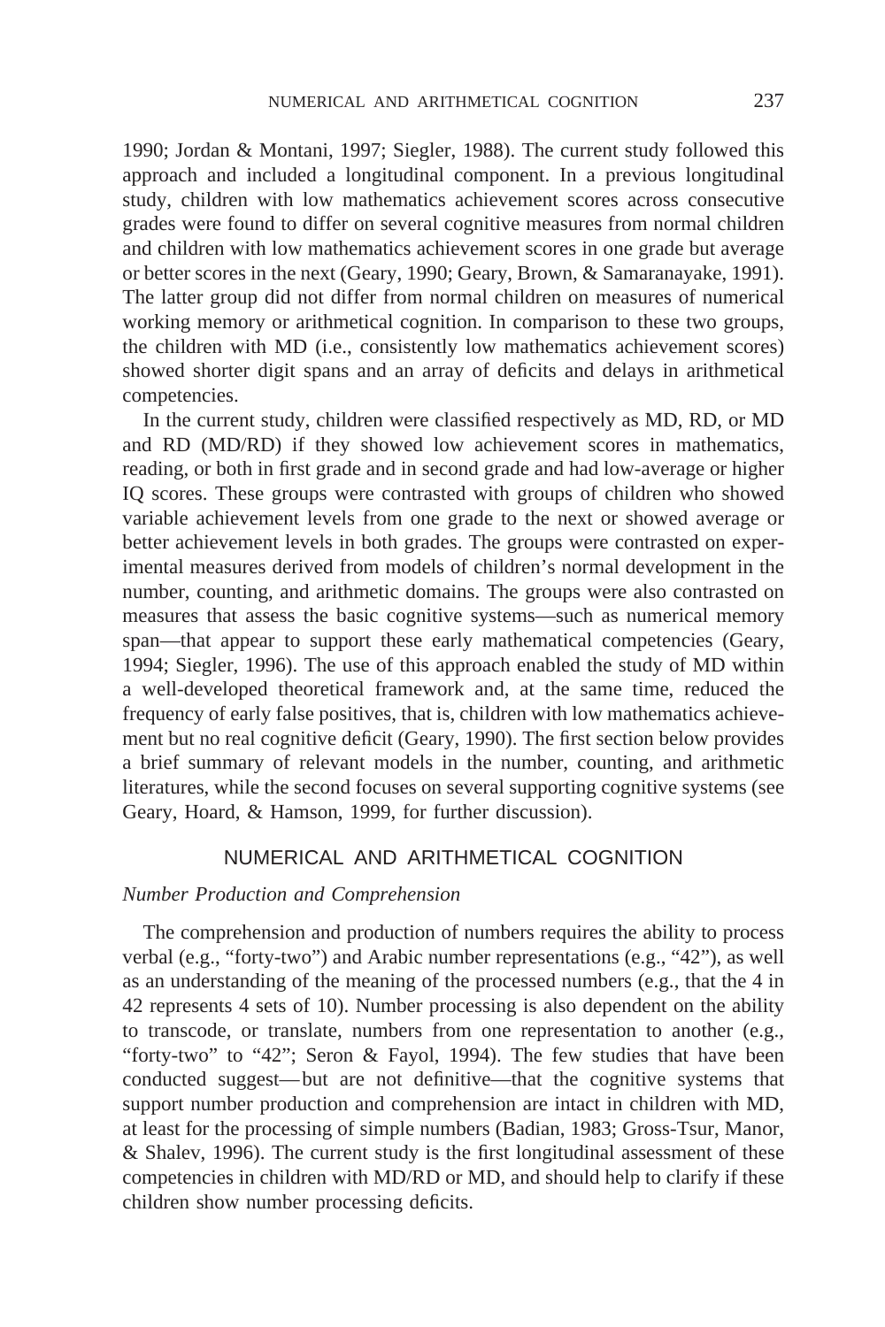1990; Jordan & Montani, 1997; Siegler, 1988). The current study followed this approach and included a longitudinal component. In a previous longitudinal study, children with low mathematics achievement scores across consecutive grades were found to differ on several cognitive measures from normal children and children with low mathematics achievement scores in one grade but average or better scores in the next (Geary, 1990; Geary, Brown, & Samaranayake, 1991). The latter group did not differ from normal children on measures of numerical working memory or arithmetical cognition. In comparison to these two groups, the children with MD (i.e., consistently low mathematics achievement scores) showed shorter digit spans and an array of deficits and delays in arithmetical competencies.

In the current study, children were classified respectively as MD, RD, or MD and RD (MD/RD) if they showed low achievement scores in mathematics, reading, or both in first grade and in second grade and had low-average or higher IQ scores. These groups were contrasted with groups of children who showed variable achievement levels from one grade to the next or showed average or better achievement levels in both grades. The groups were contrasted on experimental measures derived from models of children's normal development in the number, counting, and arithmetic domains. The groups were also contrasted on measures that assess the basic cognitive systems—such as numerical memory span—that appear to support these early mathematical competencies (Geary, 1994; Siegler, 1996). The use of this approach enabled the study of MD within a well-developed theoretical framework and, at the same time, reduced the frequency of early false positives, that is, children with low mathematics achievement but no real cognitive deficit (Geary, 1990). The first section below provides a brief summary of relevant models in the number, counting, and arithmetic literatures, while the second focuses on several supporting cognitive systems (see Geary, Hoard, & Hamson, 1999, for further discussion).

## NUMERICAL AND ARITHMETICAL COGNITION

### *Number Production and Comprehension*

The comprehension and production of numbers requires the ability to process verbal (e.g., "forty-two") and Arabic number representations (e.g., "42"), as well as an understanding of the meaning of the processed numbers (e.g., that the 4 in 42 represents 4 sets of 10). Number processing is also dependent on the ability to transcode, or translate, numbers from one representation to another (e.g., "forty-two" to "42"; Seron & Fayol, 1994). The few studies that have been conducted suggest—but are not definitive—that the cognitive systems that support number production and comprehension are intact in children with MD, at least for the processing of simple numbers (Badian, 1983; Gross-Tsur, Manor, & Shalev, 1996). The current study is the first longitudinal assessment of these competencies in children with MD/RD or MD, and should help to clarify if these children show number processing deficits.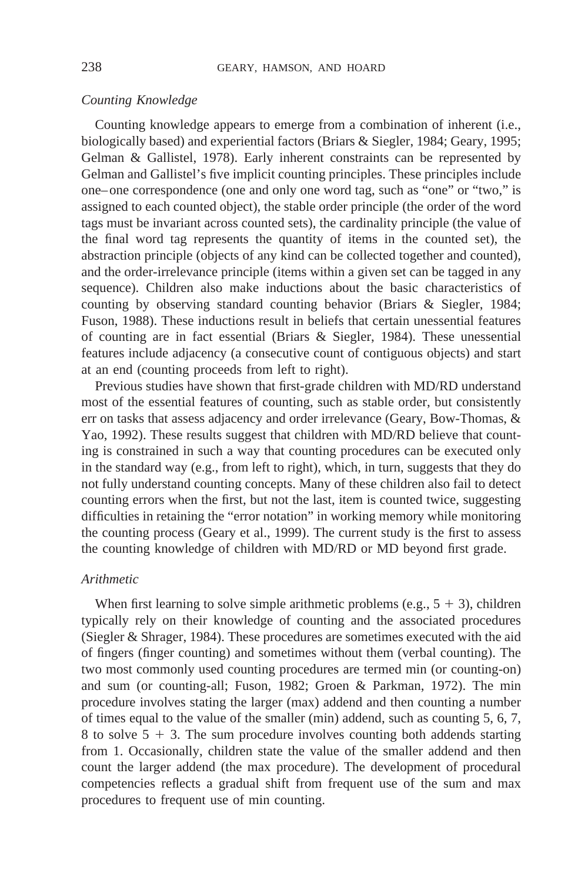### *Counting Knowledge*

Counting knowledge appears to emerge from a combination of inherent (i.e., biologically based) and experiential factors (Briars & Siegler, 1984; Geary, 1995; Gelman & Gallistel, 1978). Early inherent constraints can be represented by Gelman and Gallistel's five implicit counting principles. These principles include one–one correspondence (one and only one word tag, such as "one" or "two," is assigned to each counted object), the stable order principle (the order of the word tags must be invariant across counted sets), the cardinality principle (the value of the final word tag represents the quantity of items in the counted set), the abstraction principle (objects of any kind can be collected together and counted), and the order-irrelevance principle (items within a given set can be tagged in any sequence). Children also make inductions about the basic characteristics of counting by observing standard counting behavior (Briars & Siegler, 1984; Fuson, 1988). These inductions result in beliefs that certain unessential features of counting are in fact essential (Briars & Siegler, 1984). These unessential features include adjacency (a consecutive count of contiguous objects) and start at an end (counting proceeds from left to right).

Previous studies have shown that first-grade children with MD/RD understand most of the essential features of counting, such as stable order, but consistently err on tasks that assess adjacency and order irrelevance (Geary, Bow-Thomas, & Yao, 1992). These results suggest that children with MD/RD believe that counting is constrained in such a way that counting procedures can be executed only in the standard way (e.g., from left to right), which, in turn, suggests that they do not fully understand counting concepts. Many of these children also fail to detect counting errors when the first, but not the last, item is counted twice, suggesting difficulties in retaining the "error notation" in working memory while monitoring the counting process (Geary et al., 1999). The current study is the first to assess the counting knowledge of children with MD/RD or MD beyond first grade.

### *Arithmetic*

When first learning to solve simple arithmetic problems (e.g., $5 + 3$), children typically rely on their knowledge of counting and the associated procedures (Siegler & Shrager, 1984). These procedures are sometimes executed with the aid of fingers (finger counting) and sometimes without them (verbal counting). The two most commonly used counting procedures are termed min (or counting-on) and sum (or counting-all; Fuson, 1982; Groen & Parkman, 1972). The min procedure involves stating the larger (max) addend and then counting a number of times equal to the value of the smaller (min) addend, such as counting 5, 6, 7, 8 to solve $5 + 3$. The sum procedure involves counting both addends starting from 1. Occasionally, children state the value of the smaller addend and then count the larger addend (the max procedure). The development of procedural competencies reflects a gradual shift from frequent use of the sum and max procedures to frequent use of min counting.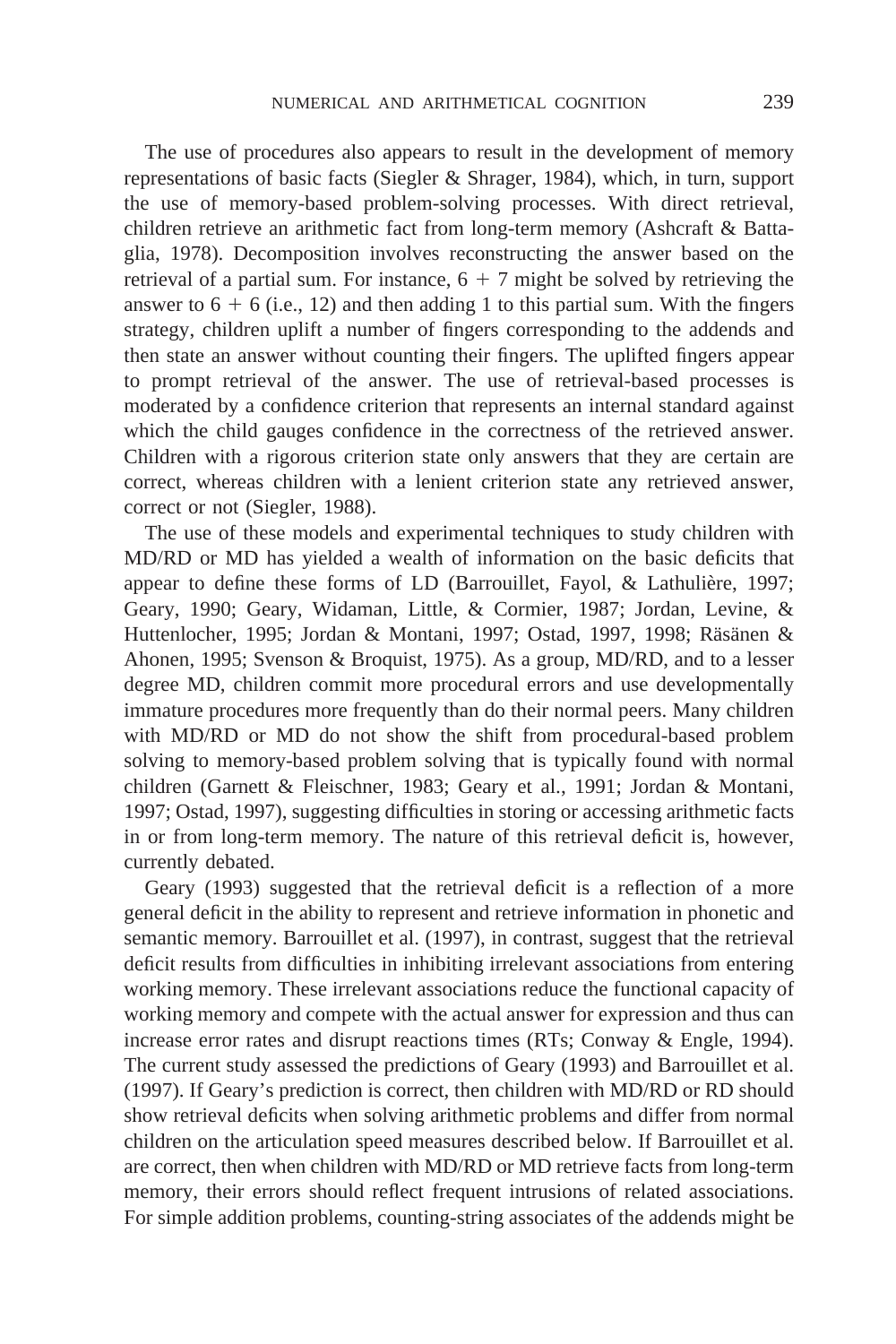The use of procedures also appears to result in the development of memory representations of basic facts (Siegler & Shrager, 1984), which, in turn, support the use of memory-based problem-solving processes. With direct retrieval, children retrieve an arithmetic fact from long-term memory (Ashcraft & Battaglia, 1978). Decomposition involves reconstructing the answer based on the retrieval of a partial sum. For instance, $6 + 7$ might be solved by retrieving the answer to $6 + 6$ (i.e., 12) and then adding 1 to this partial sum. With the fingers strategy, children uplift a number of fingers corresponding to the addends and then state an answer without counting their fingers. The uplifted fingers appear to prompt retrieval of the answer. The use of retrieval-based processes is moderated by a confidence criterion that represents an internal standard against which the child gauges confidence in the correctness of the retrieved answer. Children with a rigorous criterion state only answers that they are certain are correct, whereas children with a lenient criterion state any retrieved answer, correct or not (Siegler, 1988).

The use of these models and experimental techniques to study children with MD/RD or MD has yielded a wealth of information on the basic deficits that appear to define these forms of LD (Barrouillet, Fayol, & Lathulière, 1997; Geary, 1990; Geary, Widaman, Little, & Cormier, 1987; Jordan, Levine, & Huttenlocher, 1995; Jordan & Montani, 1997; Ostad, 1997, 1998; Räsänen & Ahonen, 1995; Svenson & Broquist, 1975). As a group, MD/RD, and to a lesser degree MD, children commit more procedural errors and use developmentally immature procedures more frequently than do their normal peers. Many children with MD/RD or MD do not show the shift from procedural-based problem solving to memory-based problem solving that is typically found with normal children (Garnett & Fleischner, 1983; Geary et al., 1991; Jordan & Montani, 1997; Ostad, 1997), suggesting difficulties in storing or accessing arithmetic facts in or from long-term memory. The nature of this retrieval deficit is, however, currently debated.

Geary (1993) suggested that the retrieval deficit is a reflection of a more general deficit in the ability to represent and retrieve information in phonetic and semantic memory. Barrouillet et al. (1997), in contrast, suggest that the retrieval deficit results from difficulties in inhibiting irrelevant associations from entering working memory. These irrelevant associations reduce the functional capacity of working memory and compete with the actual answer for expression and thus can increase error rates and disrupt reactions times (RTs; Conway & Engle, 1994). The current study assessed the predictions of Geary (1993) and Barrouillet et al. (1997). If Geary's prediction is correct, then children with MD/RD or RD should show retrieval deficits when solving arithmetic problems and differ from normal children on the articulation speed measures described below. If Barrouillet et al. are correct, then when children with MD/RD or MD retrieve facts from long-term memory, their errors should reflect frequent intrusions of related associations. For simple addition problems, counting-string associates of the addends might be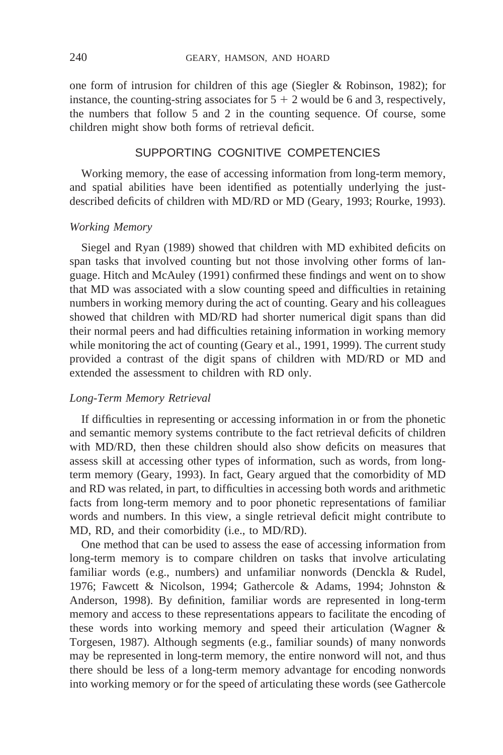one form of intrusion for children of this age (Siegler & Robinson, 1982); for instance, the counting-string associates for $5 + 2$ would be 6 and 3, respectively, the numbers that follow 5 and 2 in the counting sequence. Of course, some children might show both forms of retrieval deficit.

## SUPPORTING COGNITIVE COMPETENCIES

Working memory, the ease of accessing information from long-term memory, and spatial abilities have been identified as potentially underlying the just-described deficits of children with MD/RD or MD (Geary, 1993; Rourke, 1993).

### *Working Memory*

Siegel and Ryan (1989) showed that children with MD exhibited deficits on span tasks that involved counting but not those involving other forms of language. Hitch and McAuley (1991) confirmed these findings and went on to show that MD was associated with a slow counting speed and difficulties in retaining numbers in working memory during the act of counting. Geary and his colleagues showed that children with MD/RD had shorter numerical digit spans than did their normal peers and had difficulties retaining information in working memory while monitoring the act of counting (Geary et al., 1991, 1999). The current study provided a contrast of the digit spans of children with MD/RD or MD and extended the assessment to children with RD only.

### *Long-Term Memory Retrieval*

If difficulties in representing or accessing information in or from the phonetic and semantic memory systems contribute to the fact retrieval deficits of children with MD/RD, then these children should also show deficits on measures that assess skill at accessing other types of information, such as words, from long-term memory (Geary, 1993). In fact, Geary argued that the comorbidity of MD and RD was related, in part, to difficulties in accessing both words and arithmetic facts from long-term memory and to poor phonetic representations of familiar words and numbers. In this view, a single retrieval deficit might contribute to MD, RD, and their comorbidity (i.e., to MD/RD).

One method that can be used to assess the ease of accessing information from long-term memory is to compare children on tasks that involve articulating familiar words (e.g., numbers) and unfamiliar nonwords (Denckla & Rudel, 1976; Fawcett & Nicolson, 1994; Gathercole & Adams, 1994; Johnston & Anderson, 1998). By definition, familiar words are represented in long-term memory and access to these representations appears to facilitate the encoding of these words into working memory and speed their articulation (Wagner & Torgesen, 1987). Although segments (e.g., familiar sounds) of many nonwords may be represented in long-term memory, the entire nonword will not, and thus there should be less of a long-term memory advantage for encoding nonwords into working memory or for the speed of articulating these words (see Gathercole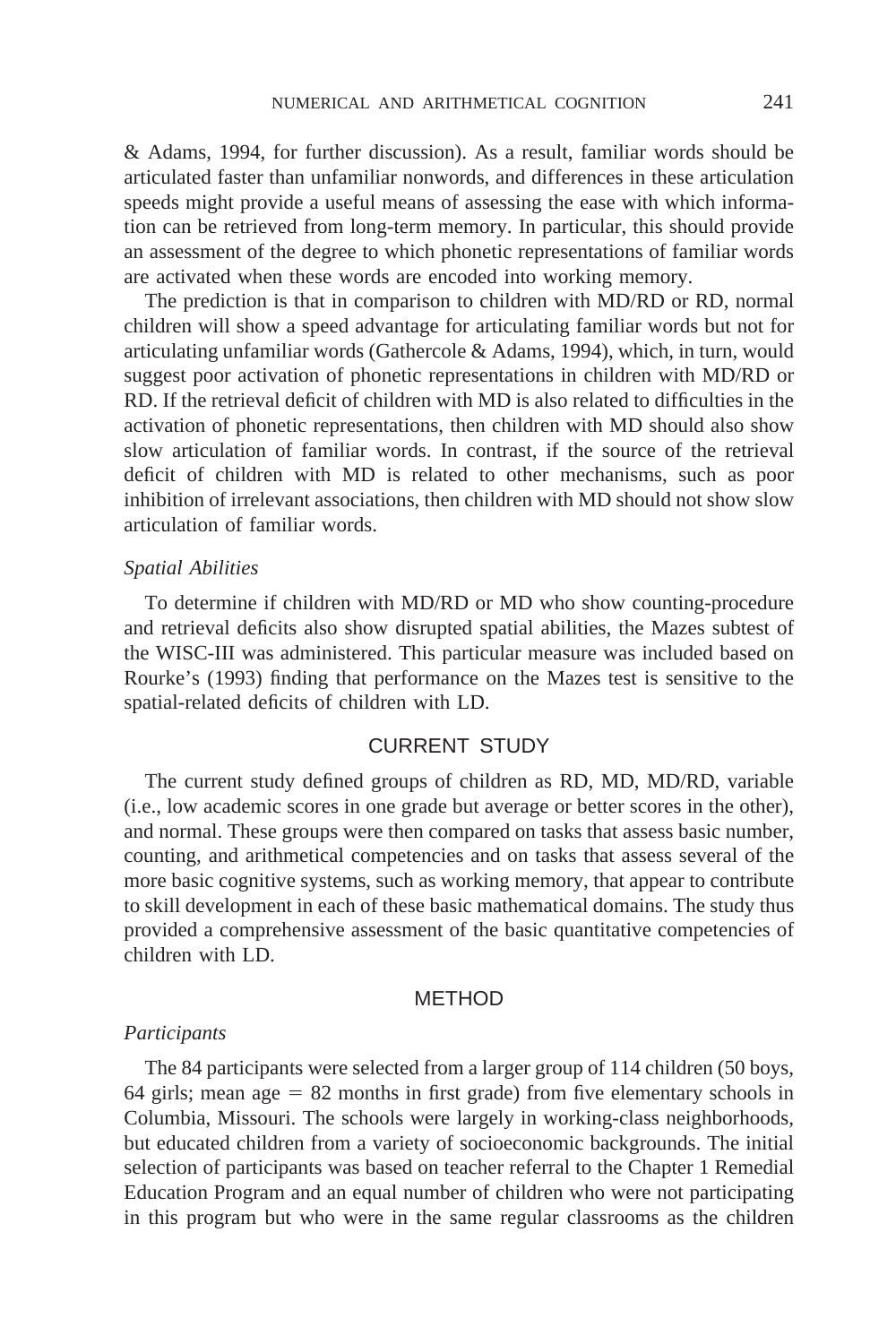& Adams, 1994, for further discussion). As a result, familiar words should be articulated faster than unfamiliar nonwords, and differences in these articulation speeds might provide a useful means of assessing the ease with which information can be retrieved from long-term memory. In particular, this should provide an assessment of the degree to which phonetic representations of familiar words are activated when these words are encoded into working memory.

The prediction is that in comparison to children with MD/RD or RD, normal children will show a speed advantage for articulating familiar words but not for articulating unfamiliar words (Gathercole & Adams, 1994), which, in turn, would suggest poor activation of phonetic representations in children with MD/RD or RD. If the retrieval deficit of children with MD is also related to difficulties in the activation of phonetic representations, then children with MD should also show slow articulation of familiar words. In contrast, if the source of the retrieval deficit of children with MD is related to other mechanisms, such as poor inhibition of irrelevant associations, then children with MD should not show slow articulation of familiar words.

### *Spatial Abilities*

To determine if children with MD/RD or MD who show counting-procedure and retrieval deficits also show disrupted spatial abilities, the Mazes subtest of the WISC-III was administered. This particular measure was included based on Rourke's (1993) finding that performance on the Mazes test is sensitive to the spatial-related deficits of children with LD.

## CURRENT STUDY

The current study defined groups of children as RD, MD, MD/RD, variable (i.e., low academic scores in one grade but average or better scores in the other), and normal. These groups were then compared on tasks that assess basic number, counting, and arithmetical competencies and on tasks that assess several of the more basic cognitive systems, such as working memory, that appear to contribute to skill development in each of these basic mathematical domains. The study thus provided a comprehensive assessment of the basic quantitative competencies of children with LD.

## METHOD

### *Participants*

The 84 participants were selected from a larger group of 114 children (50 boys, 64 girls; mean age = 82 months in first grade) from five elementary schools in Columbia, Missouri. The schools were largely in working-class neighborhoods, but educated children from a variety of socioeconomic backgrounds. The initial selection of participants was based on teacher referral to the Chapter 1 Remedial Education Program and an equal number of children who were not participating in this program but who were in the same regular classrooms as the children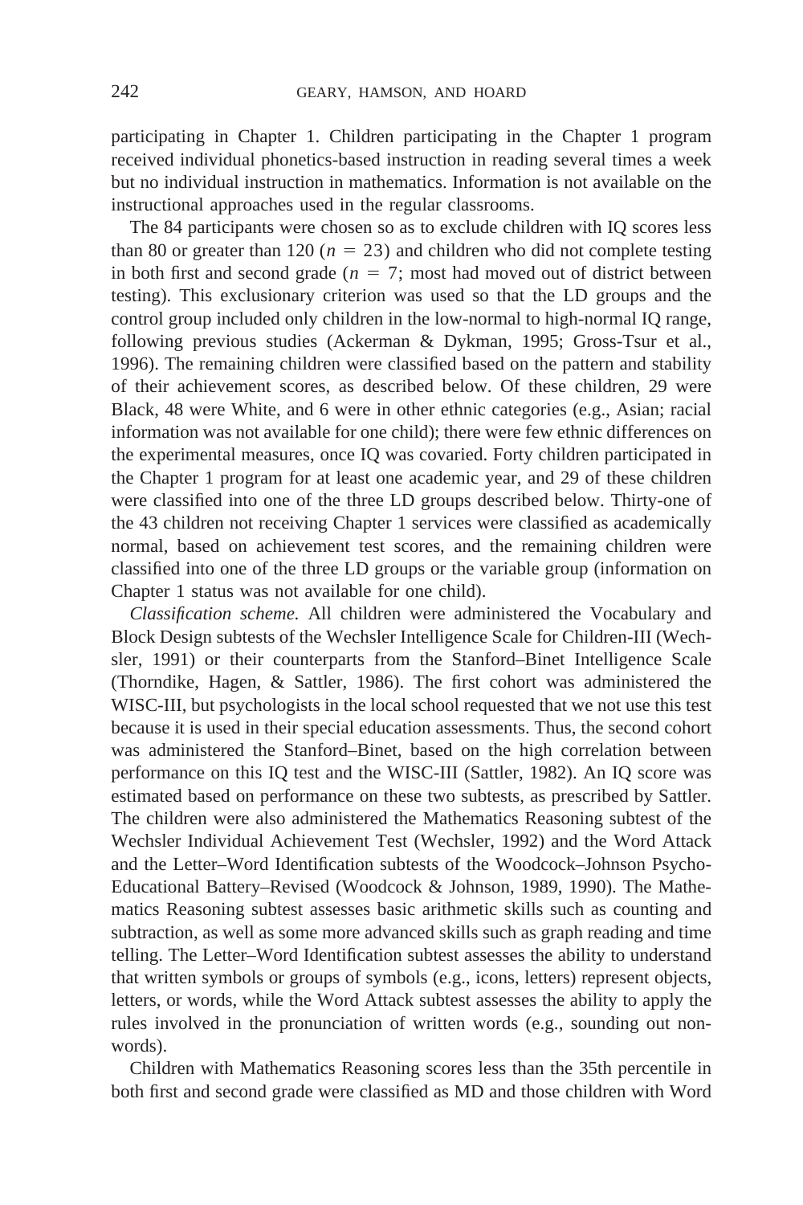participating in Chapter 1. Children participating in the Chapter 1 program received individual phonetics-based instruction in reading several times a week but no individual instruction in mathematics. Information is not available on the instructional approaches used in the regular classrooms.

The 84 participants were chosen so as to exclude children with IQ scores less than 80 or greater than 120 ($n = 23$) and children who did not complete testing in both first and second grade ($n = 7$; most had moved out of district between testing). This exclusionary criterion was used so that the LD groups and the control group included only children in the low-normal to high-normal IQ range, following previous studies (Ackerman & Dykman, 1995; Gross-Tsur et al., 1996). The remaining children were classified based on the pattern and stability of their achievement scores, as described below. Of these children, 29 were Black, 48 were White, and 6 were in other ethnic categories (e.g., Asian; racial information was not available for one child); there were few ethnic differences on the experimental measures, once IQ was covaried. Forty children participated in the Chapter 1 program for at least one academic year, and 29 of these children were classified into one of the three LD groups described below. Thirty-one of the 43 children not receiving Chapter 1 services were classified as academically normal, based on achievement test scores, and the remaining children were classified into one of the three LD groups or the variable group (information on Chapter 1 status was not available for one child).

*Classification scheme.* All children were administered the Vocabulary and Block Design subtests of the Wechsler Intelligence Scale for Children-III (Wechsler, 1991) or their counterparts from the Stanford–Binet Intelligence Scale (Thorndike, Hagen, & Sattler, 1986). The first cohort was administered the WISC-III, but psychologists in the local school requested that we not use this test because it is used in their special education assessments. Thus, the second cohort was administered the Stanford–Binet, based on the high correlation between performance on this IQ test and the WISC-III (Sattler, 1982). An IQ score was estimated based on performance on these two subtests, as prescribed by Sattler. The children were also administered the Mathematics Reasoning subtest of the Wechsler Individual Achievement Test (Wechsler, 1992) and the Word Attack and the Letter–Word Identification subtests of the Woodcock–Johnson Psycho-Educational Battery–Revised (Woodcock & Johnson, 1989, 1990). The Mathematics Reasoning subtest assesses basic arithmetic skills such as counting and subtraction, as well as some more advanced skills such as graph reading and time telling. The Letter–Word Identification subtest assesses the ability to understand that written symbols or groups of symbols (e.g., icons, letters) represent objects, letters, or words, while the Word Attack subtest assesses the ability to apply the rules involved in the pronunciation of written words (e.g., sounding out nonwords).

Children with Mathematics Reasoning scores less than the 35th percentile in both first and second grade were classified as MD and those children with Word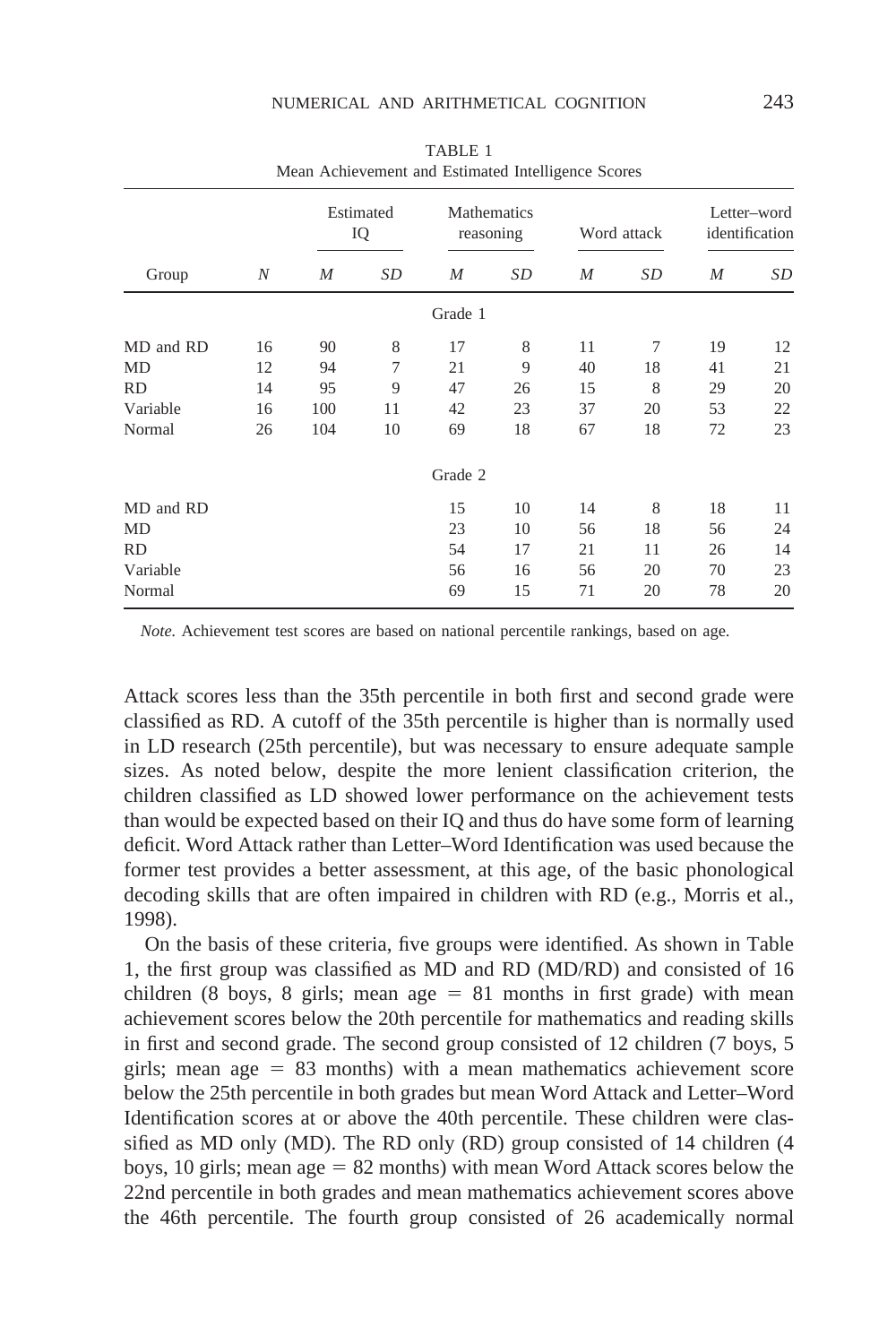TABLE 1
Mean Achievement and Estimated Intelligence Scores

| Group | N | Estimated IQ | | Mathematics reasoning | | Word attack | | Letter–word identification | |
|---|---|---|---|---|---|---|---|---|---|
| | | *M* | *SD* | *M* | *SD* | *M* | *SD* | *M* | *SD* |
| **Grade 1** | | | | | | | | | |
| MD and RD | 16 | 90 | 8 | 17 | 8 | 11 | 7 | 19 | 12 |
| MD | 12 | 94 | 7 | 21 | 9 | 40 | 18 | 41 | 21 |
| RD | 14 | 95 | 9 | 47 | 26 | 15 | 8 | 29 | 20 |
| Variable | 16 | 100 | 11 | 42 | 23 | 37 | 20 | 53 | 22 |
| Normal | 26 | 104 | 10 | 69 | 18 | 67 | 18 | 72 | 23 |
| **Grade 2** | | | | | | | | | |
| MD and RD | | | | 15 | 10 | 14 | 8 | 18 | 11 |
| MD | | | | 23 | 10 | 56 | 18 | 56 | 24 |
| RD | | | | 54 | 17 | 21 | 11 | 26 | 14 |
| Variable | | | | 56 | 16 | 56 | 20 | 70 | 23 |
| Normal | | | | 69 | 15 | 71 | 20 | 78 | 20 |

*Note.* Achievement test scores are based on national percentile rankings, based on age.

Attack scores less than the 35th percentile in both first and second grade were classified as RD. A cutoff of the 35th percentile is higher than is normally used in LD research (25th percentile), but was necessary to ensure adequate sample sizes. As noted below, despite the more lenient classification criterion, the children classified as LD showed lower performance on the achievement tests than would be expected based on their IQ and thus do have some form of learning deficit. Word Attack rather than Letter–Word Identification was used because the former test provides a better assessment, at this age, of the basic phonological decoding skills that are often impaired in children with RD (e.g., Morris et al., 1998).

On the basis of these criteria, five groups were identified. As shown in Table 1, the first group was classified as MD and RD (MD/RD) and consisted of 16 children (8 boys, 8 girls; mean age = 81 months in first grade) with mean achievement scores below the 20th percentile for mathematics and reading skills in first and second grade. The second group consisted of 12 children (7 boys, 5 girls; mean age = 83 months) with a mean mathematics achievement score below the 25th percentile in both grades but mean Word Attack and Letter–Word Identification scores at or above the 40th percentile. These children were classified as MD only (MD). The RD only (RD) group consisted of 14 children (4 boys, 10 girls; mean age = 82 months) with mean Word Attack scores below the 22nd percentile in both grades and mean mathematics achievement scores above the 46th percentile. The fourth group consisted of 26 academically normal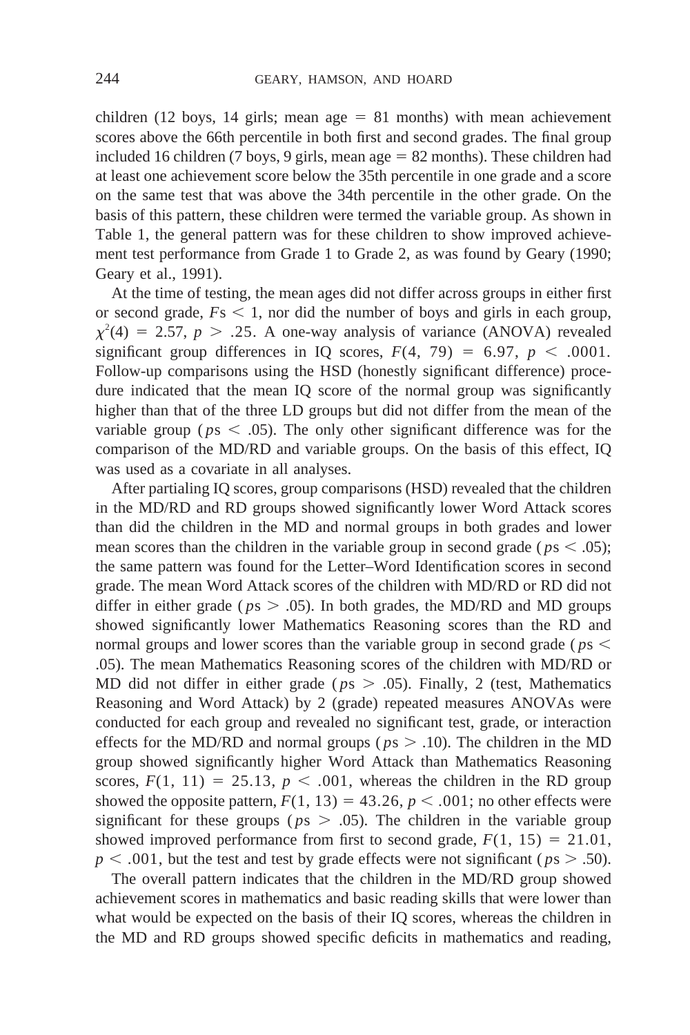children (12 boys, 14 girls; mean age = 81 months) with mean achievement scores above the 66th percentile in both first and second grades. The final group included 16 children (7 boys, 9 girls, mean age = 82 months). These children had at least one achievement score below the 35th percentile in one grade and a score on the same test that was above the 34th percentile in the other grade. On the basis of this pattern, these children were termed the variable group. As shown in Table 1, the general pattern was for these children to show improved achievement test performance from Grade 1 to Grade 2, as was found by Geary (1990; Geary et al., 1991).

At the time of testing, the mean ages did not differ across groups in either first or second grade, $F$s $< 1$, nor did the number of boys and girls in each group, $\chi^2(4) = 2.57$, $p > .25$. A one-way analysis of variance (ANOVA) revealed significant group differences in IQ scores, $F(4, 79) = 6.97$, $p < .0001$. Follow-up comparisons using the HSD (honestly significant difference) procedure indicated that the mean IQ score of the normal group was significantly higher than that of the three LD groups but did not differ from the mean of the variable group ($p$s $< .05$). The only other significant difference was for the comparison of the MD/RD and variable groups. On the basis of this effect, IQ was used as a covariate in all analyses.

After partialing IQ scores, group comparisons (HSD) revealed that the children in the MD/RD and RD groups showed significantly lower Word Attack scores than did the children in the MD and normal groups in both grades and lower mean scores than the children in the variable group in second grade ($p$s $< .05$); the same pattern was found for the Letter–Word Identification scores in second grade. The mean Word Attack scores of the children with MD/RD or RD did not differ in either grade ($p$s $> .05$). In both grades, the MD/RD and MD groups showed significantly lower Mathematics Reasoning scores than the RD and normal groups and lower scores than the variable group in second grade ($p$s $<$ .05). The mean Mathematics Reasoning scores of the children with MD/RD or MD did not differ in either grade ($p$s $> .05$). Finally, 2 (test, Mathematics Reasoning and Word Attack) by 2 (grade) repeated measures ANOVAs were conducted for each group and revealed no significant test, grade, or interaction effects for the MD/RD and normal groups ($p$s $> .10$). The children in the MD group showed significantly higher Word Attack than Mathematics Reasoning scores, $F(1, 11) = 25.13$, $p < .001$, whereas the children in the RD group showed the opposite pattern, $F(1, 13) = 43.26$, $p < .001$; no other effects were significant for these groups ($p$s $> .05$). The children in the variable group showed improved performance from first to second grade, $F(1, 15) = 21.01$, $p < .001$, but the test and test by grade effects were not significant ($p$s $> .50$).

The overall pattern indicates that the children in the MD/RD group showed achievement scores in mathematics and basic reading skills that were lower than what would be expected on the basis of their IQ scores, whereas the children in the MD and RD groups showed specific deficits in mathematics and reading,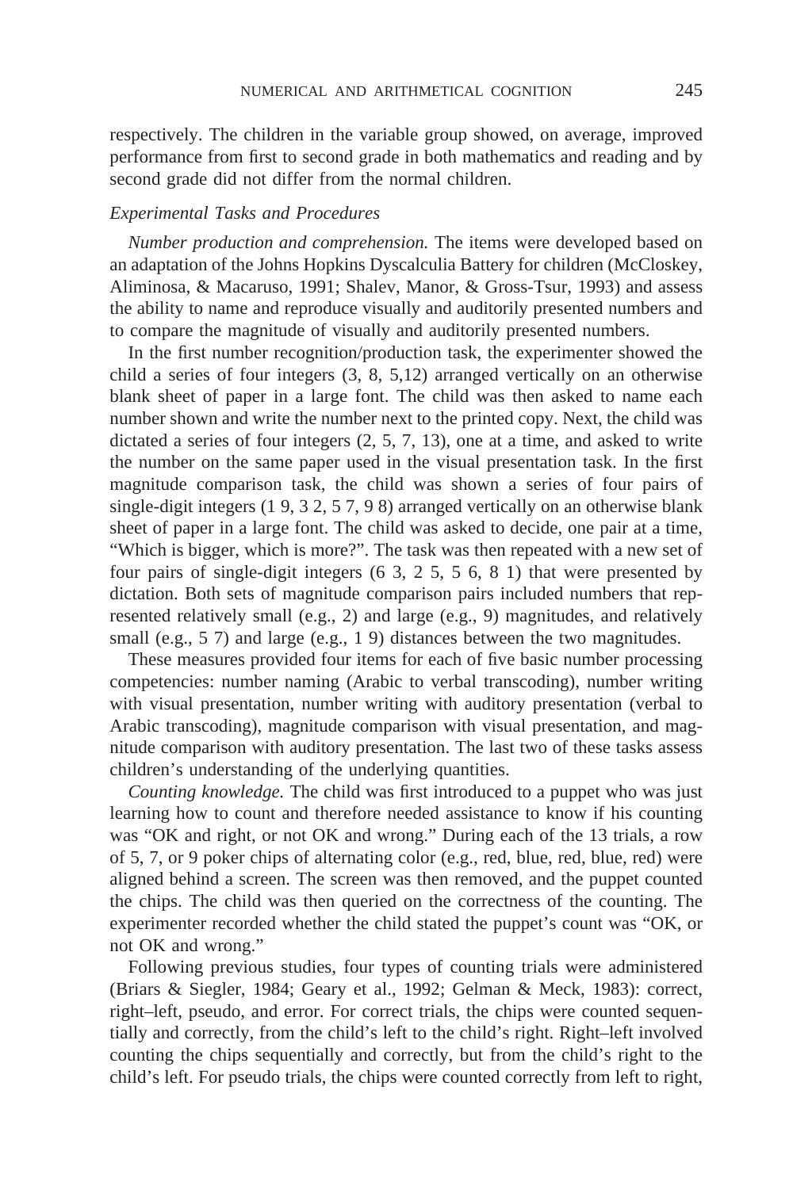respectively. The children in the variable group showed, on average, improved performance from first to second grade in both mathematics and reading and by second grade did not differ from the normal children.

### *Experimental Tasks and Procedures*

*Number production and comprehension.* The items were developed based on an adaptation of the Johns Hopkins Dyscalculia Battery for children (McCloskey, Aliminosa, & Macaruso, 1991; Shalev, Manor, & Gross-Tsur, 1993) and assess the ability to name and reproduce visually and auditorily presented numbers and to compare the magnitude of visually and auditorily presented numbers.

In the first number recognition/production task, the experimenter showed the child a series of four integers (3, 8, 5,12) arranged vertically on an otherwise blank sheet of paper in a large font. The child was then asked to name each number shown and write the number next to the printed copy. Next, the child was dictated a series of four integers (2, 5, 7, 13), one at a time, and asked to write the number on the same paper used in the visual presentation task. In the first magnitude comparison task, the child was shown a series of four pairs of single-digit integers (1 9, 3 2, 5 7, 9 8) arranged vertically on an otherwise blank sheet of paper in a large font. The child was asked to decide, one pair at a time, "Which is bigger, which is more?". The task was then repeated with a new set of four pairs of single-digit integers (6 3, 2 5, 5 6, 8 1) that were presented by dictation. Both sets of magnitude comparison pairs included numbers that represented relatively small (e.g., 2) and large (e.g., 9) magnitudes, and relatively small (e.g., 5 7) and large (e.g., 1 9) distances between the two magnitudes.

These measures provided four items for each of five basic number processing competencies: number naming (Arabic to verbal transcoding), number writing with visual presentation, number writing with auditory presentation (verbal to Arabic transcoding), magnitude comparison with visual presentation, and magnitude comparison with auditory presentation. The last two of these tasks assess children's understanding of the underlying quantities.

*Counting knowledge.* The child was first introduced to a puppet who was just learning how to count and therefore needed assistance to know if his counting was "OK and right, or not OK and wrong." During each of the 13 trials, a row of 5, 7, or 9 poker chips of alternating color (e.g., red, blue, red, blue, red) were aligned behind a screen. The screen was then removed, and the puppet counted the chips. The child was then queried on the correctness of the counting. The experimenter recorded whether the child stated the puppet's count was "OK, or not OK and wrong."

Following previous studies, four types of counting trials were administered (Briars & Siegler, 1984; Geary et al., 1992; Gelman & Meck, 1983): correct, right–left, pseudo, and error. For correct trials, the chips were counted sequentially and correctly, from the child's left to the child's right. Right–left involved counting the chips sequentially and correctly, but from the child's right to the child's left. For pseudo trials, the chips were counted correctly from left to right,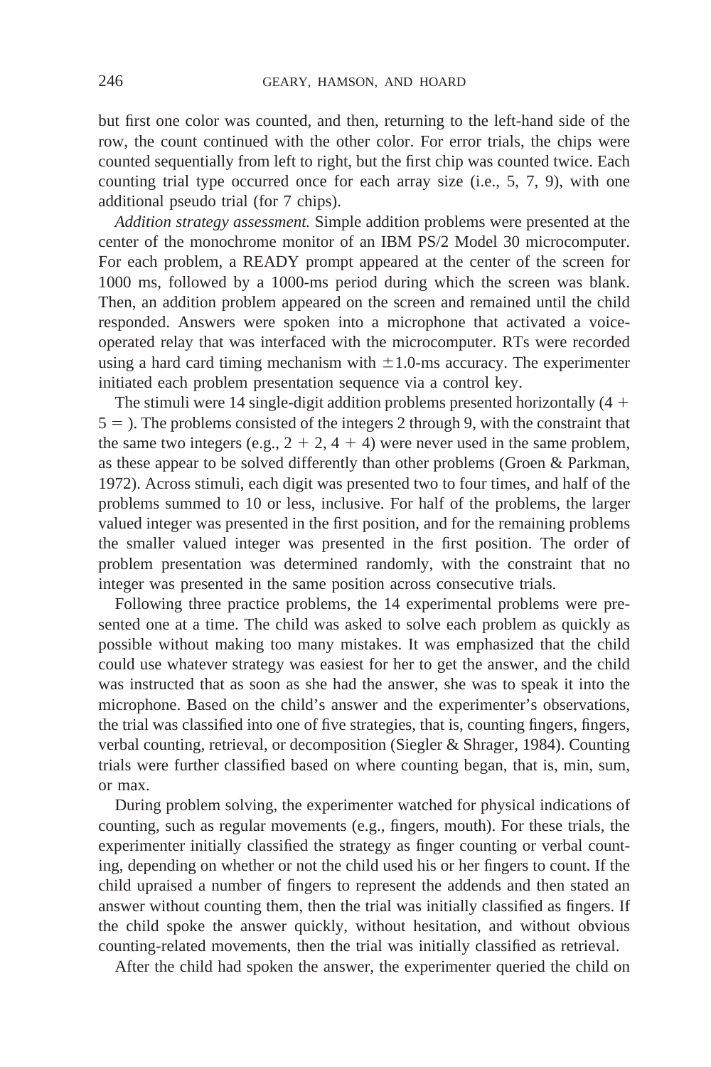but first one color was counted, and then, returning to the left-hand side of the row, the count continued with the other color. For error trials, the chips were counted sequentially from left to right, but the first chip was counted twice. Each counting trial type occurred once for each array size (i.e., 5, 7, 9), with one additional pseudo trial (for 7 chips).

*Addition strategy assessment.* Simple addition problems were presented at the center of the monochrome monitor of an IBM PS/2 Model 30 microcomputer. For each problem, a READY prompt appeared at the center of the screen for 1000 ms, followed by a 1000-ms period during which the screen was blank. Then, an addition problem appeared on the screen and remained until the child responded. Answers were spoken into a microphone that activated a voice-operated relay that was interfaced with the microcomputer. RTs were recorded using a hard card timing mechanism with $\pm 1.0$-ms accuracy. The experimenter initiated each problem presentation sequence via a control key.

The stimuli were 14 single-digit addition problems presented horizontally ($4 + 5 =$ ). The problems consisted of the integers 2 through 9, with the constraint that the same two integers (e.g., $2 + 2$, $4 + 4$) were never used in the same problem, as these appear to be solved differently than other problems (Groen & Parkman, 1972). Across stimuli, each digit was presented two to four times, and half of the problems summed to 10 or less, inclusive. For half of the problems, the larger valued integer was presented in the first position, and for the remaining problems the smaller valued integer was presented in the first position. The order of problem presentation was determined randomly, with the constraint that no integer was presented in the same position across consecutive trials.

Following three practice problems, the 14 experimental problems were presented one at a time. The child was asked to solve each problem as quickly as possible without making too many mistakes. It was emphasized that the child could use whatever strategy was easiest for her to get the answer, and the child was instructed that as soon as she had the answer, she was to speak it into the microphone. Based on the child's answer and the experimenter's observations, the trial was classified into one of five strategies, that is, counting fingers, fingers, verbal counting, retrieval, or decomposition (Siegler & Shrager, 1984). Counting trials were further classified based on where counting began, that is, min, sum, or max.

During problem solving, the experimenter watched for physical indications of counting, such as regular movements (e.g., fingers, mouth). For these trials, the experimenter initially classified the strategy as finger counting or verbal counting, depending on whether or not the child used his or her fingers to count. If the child upraised a number of fingers to represent the addends and then stated an answer without counting them, then the trial was initially classified as fingers. If the child spoke the answer quickly, without hesitation, and without obvious counting-related movements, then the trial was initially classified as retrieval.

After the child had spoken the answer, the experimenter queried the child on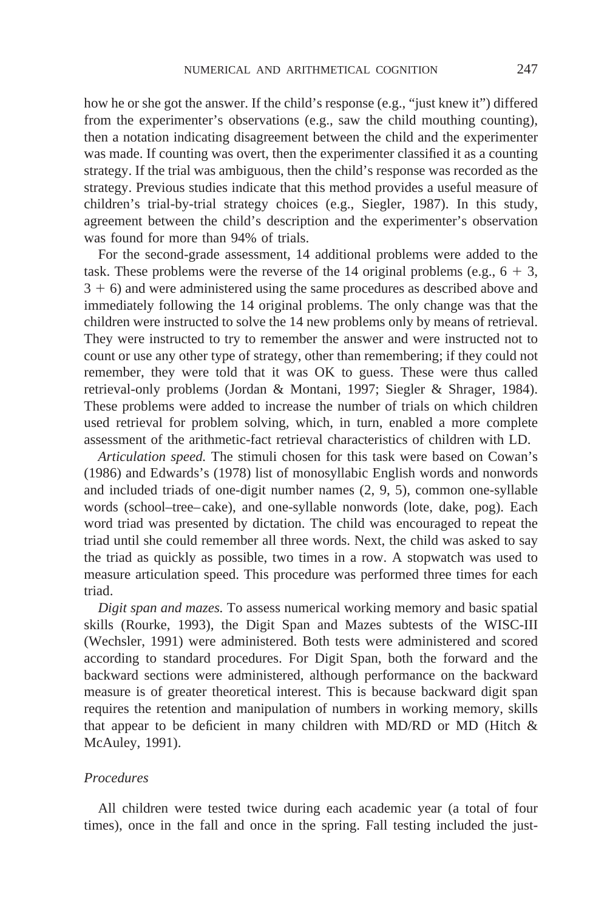how he or she got the answer. If the child's response (e.g., "just knew it") differed from the experimenter's observations (e.g., saw the child mouthing counting), then a notation indicating disagreement between the child and the experimenter was made. If counting was overt, then the experimenter classified it as a counting strategy. If the trial was ambiguous, then the child's response was recorded as the strategy. Previous studies indicate that this method provides a useful measure of children's trial-by-trial strategy choices (e.g., Siegler, 1987). In this study, agreement between the child's description and the experimenter's observation was found for more than 94% of trials.

For the second-grade assessment, 14 additional problems were added to the task. These problems were the reverse of the 14 original problems (e.g., $6 + 3$, $3 + 6$) and were administered using the same procedures as described above and immediately following the 14 original problems. The only change was that the children were instructed to solve the 14 new problems only by means of retrieval. They were instructed to try to remember the answer and were instructed not to count or use any other type of strategy, other than remembering; if they could not remember, they were told that it was OK to guess. These were thus called retrieval-only problems (Jordan & Montani, 1997; Siegler & Shrager, 1984). These problems were added to increase the number of trials on which children used retrieval for problem solving, which, in turn, enabled a more complete assessment of the arithmetic-fact retrieval characteristics of children with LD.

*Articulation speed.* The stimuli chosen for this task were based on Cowan's (1986) and Edwards's (1978) list of monosyllabic English words and nonwords and included triads of one-digit number names (2, 9, 5), common one-syllable words (school–tree–cake), and one-syllable nonwords (lote, dake, pog). Each word triad was presented by dictation. The child was encouraged to repeat the triad until she could remember all three words. Next, the child was asked to say the triad as quickly as possible, two times in a row. A stopwatch was used to measure articulation speed. This procedure was performed three times for each triad.

*Digit span and mazes.* To assess numerical working memory and basic spatial skills (Rourke, 1993), the Digit Span and Mazes subtests of the WISC-III (Wechsler, 1991) were administered. Both tests were administered and scored according to standard procedures. For Digit Span, both the forward and the backward sections were administered, although performance on the backward measure is of greater theoretical interest. This is because backward digit span requires the retention and manipulation of numbers in working memory, skills that appear to be deficient in many children with MD/RD or MD (Hitch & McAuley, 1991).

### *Procedures*

All children were tested twice during each academic year (a total of four times), once in the fall and once in the spring. Fall testing included the just-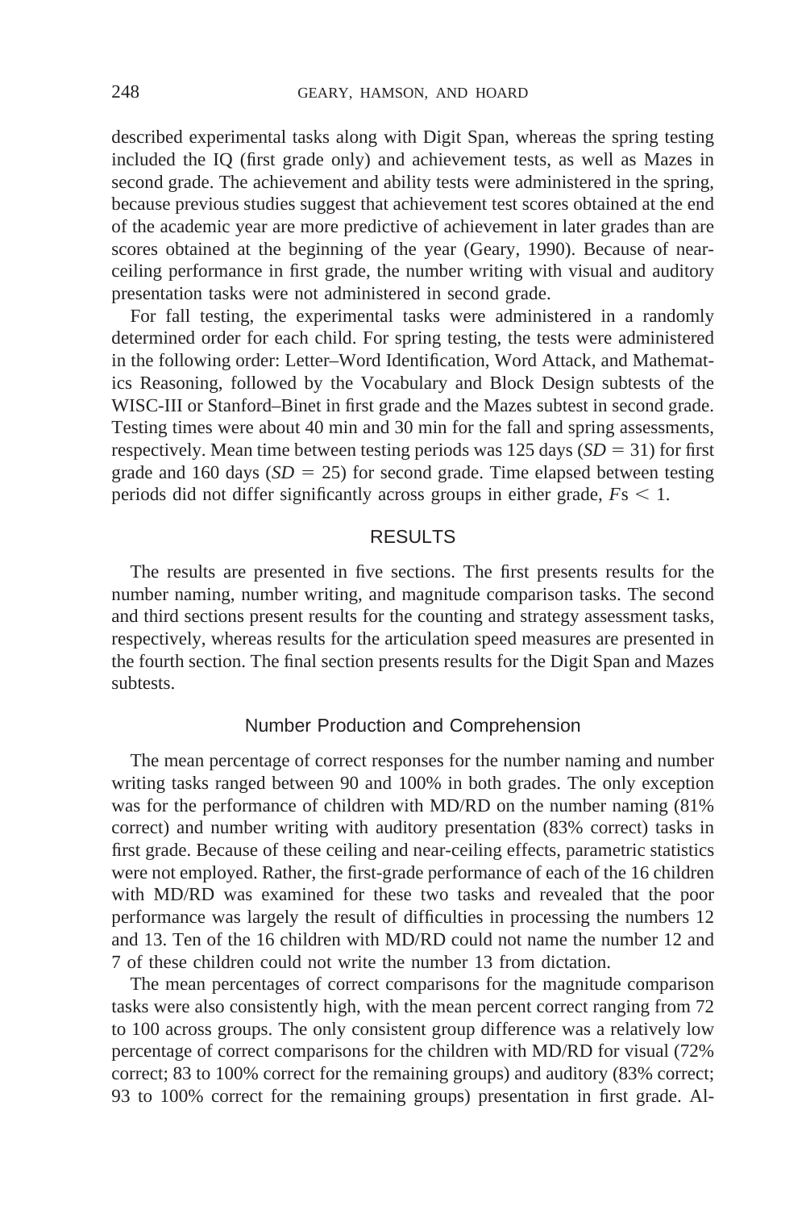described experimental tasks along with Digit Span, whereas the spring testing included the IQ (first grade only) and achievement tests, as well as Mazes in second grade. The achievement and ability tests were administered in the spring, because previous studies suggest that achievement test scores obtained at the end of the academic year are more predictive of achievement in later grades than are scores obtained at the beginning of the year (Geary, 1990). Because of near-ceiling performance in first grade, the number writing with visual and auditory presentation tasks were not administered in second grade.

For fall testing, the experimental tasks were administered in a randomly determined order for each child. For spring testing, the tests were administered in the following order: Letter–Word Identification, Word Attack, and Mathematics Reasoning, followed by the Vocabulary and Block Design subtests of the WISC-III or Stanford–Binet in first grade and the Mazes subtest in second grade. Testing times were about 40 min and 30 min for the fall and spring assessments, respectively. Mean time between testing periods was 125 days ($SD = 31$) for first grade and 160 days ($SD = 25$) for second grade. Time elapsed between testing periods did not differ significantly across groups in either grade, $F\text{s} < 1$.

## RESULTS

The results are presented in five sections. The first presents results for the number naming, number writing, and magnitude comparison tasks. The second and third sections present results for the counting and strategy assessment tasks, respectively, whereas results for the articulation speed measures are presented in the fourth section. The final section presents results for the Digit Span and Mazes subtests.

### Number Production and Comprehension

The mean percentage of correct responses for the number naming and number writing tasks ranged between 90 and 100% in both grades. The only exception was for the performance of children with MD/RD on the number naming (81% correct) and number writing with auditory presentation (83% correct) tasks in first grade. Because of these ceiling and near-ceiling effects, parametric statistics were not employed. Rather, the first-grade performance of each of the 16 children with MD/RD was examined for these two tasks and revealed that the poor performance was largely the result of difficulties in processing the numbers 12 and 13. Ten of the 16 children with MD/RD could not name the number 12 and 7 of these children could not write the number 13 from dictation.

The mean percentages of correct comparisons for the magnitude comparison tasks were also consistently high, with the mean percent correct ranging from 72 to 100 across groups. The only consistent group difference was a relatively low percentage of correct comparisons for the children with MD/RD for visual (72% correct; 83 to 100% correct for the remaining groups) and auditory (83% correct; 93 to 100% correct for the remaining groups) presentation in first grade. Al-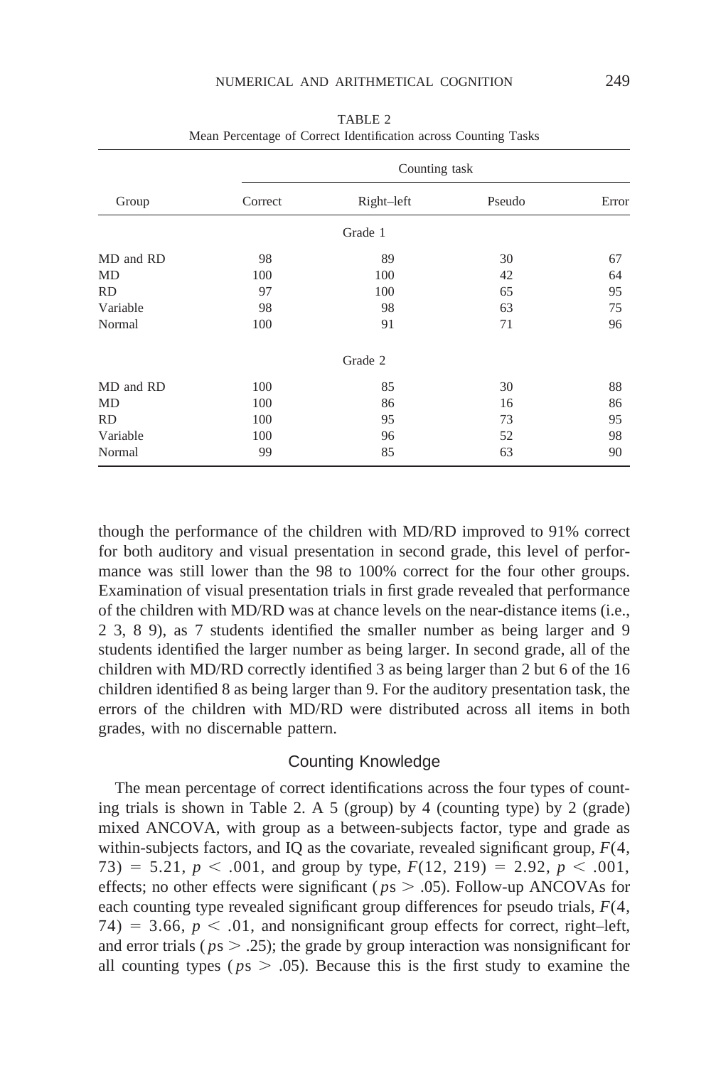TABLE 2
Mean Percentage of Correct Identification across Counting Tasks

| Group | Counting task | | | |
|---|---|---|---|---|
| | Correct | Right–left | Pseudo | Error |
| *Grade 1* | | | | |
| MD and RD | 98 | 89 | 30 | 67 |
| MD | 100 | 100 | 42 | 64 |
| RD | 97 | 100 | 65 | 95 |
| Variable | 98 | 98 | 63 | 75 |
| Normal | 100 | 91 | 71 | 96 |
| *Grade 2* | | | | |
| MD and RD | 100 | 85 | 30 | 88 |
| MD | 100 | 86 | 16 | 86 |
| RD | 100 | 95 | 73 | 95 |
| Variable | 100 | 96 | 52 | 98 |
| Normal | 99 | 85 | 63 | 90 |

though the performance of the children with MD/RD improved to 91% correct for both auditory and visual presentation in second grade, this level of performance was still lower than the 98 to 100% correct for the four other groups. Examination of visual presentation trials in first grade revealed that performance of the children with MD/RD was at chance levels on the near-distance items (i.e., 2 3, 8 9), as 7 students identified the smaller number as being larger and 9 students identified the larger number as being larger. In second grade, all of the children with MD/RD correctly identified 3 as being larger than 2 but 6 of the 16 children identified 8 as being larger than 9. For the auditory presentation task, the errors of the children with MD/RD were distributed across all items in both grades, with no discernable pattern.

### Counting Knowledge

The mean percentage of correct identifications across the four types of counting trials is shown in Table 2. A 5 (group) by 4 (counting type) by 2 (grade) mixed ANCOVA, with group as a between-subjects factor, type and grade as within-subjects factors, and IQ as the covariate, revealed significant group, $F(4, 73) = 5.21$, $p < .001$, and group by type, $F(12, 219) = 2.92$, $p < .001$, effects; no other effects were significant ($p$s $> .05$). Follow-up ANCOVAs for each counting type revealed significant group differences for pseudo trials, $F(4, 74) = 3.66$, $p < .01$, and nonsignificant group effects for correct, right–left, and error trials ($p$s $> .25$); the grade by group interaction was nonsignificant for all counting types ($p$s $> .05$). Because this is the first study to examine the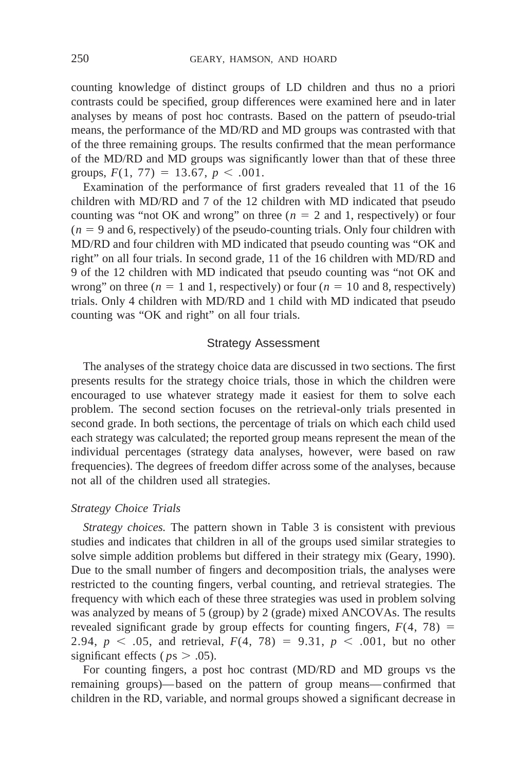counting knowledge of distinct groups of LD children and thus no a priori contrasts could be specified, group differences were examined here and in later analyses by means of post hoc contrasts. Based on the pattern of pseudo-trial means, the performance of the MD/RD and MD groups was contrasted with that of the three remaining groups. The results confirmed that the mean performance of the MD/RD and MD groups was significantly lower than that of these three groups, $F(1, 77) = 13.67$, $p < .001$.

Examination of the performance of first graders revealed that 11 of the 16 children with MD/RD and 7 of the 12 children with MD indicated that pseudo counting was "not OK and wrong" on three ($n = 2$ and 1, respectively) or four ($n = 9$ and 6, respectively) of the pseudo-counting trials. Only four children with MD/RD and four children with MD indicated that pseudo counting was "OK and right" on all four trials. In second grade, 11 of the 16 children with MD/RD and 9 of the 12 children with MD indicated that pseudo counting was "not OK and wrong" on three ($n = 1$ and 1, respectively) or four ($n = 10$ and 8, respectively) trials. Only 4 children with MD/RD and 1 child with MD indicated that pseudo counting was "OK and right" on all four trials.

## Strategy Assessment

The analyses of the strategy choice data are discussed in two sections. The first presents results for the strategy choice trials, those in which the children were encouraged to use whatever strategy made it easiest for them to solve each problem. The second section focuses on the retrieval-only trials presented in second grade. In both sections, the percentage of trials on which each child used each strategy was calculated; the reported group means represent the mean of the individual percentages (strategy data analyses, however, were based on raw frequencies). The degrees of freedom differ across some of the analyses, because not all of the children used all strategies.

### *Strategy Choice Trials*

*Strategy choices.* The pattern shown in Table 3 is consistent with previous studies and indicates that children in all of the groups used similar strategies to solve simple addition problems but differed in their strategy mix (Geary, 1990). Due to the small number of fingers and decomposition trials, the analyses were restricted to the counting fingers, verbal counting, and retrieval strategies. The frequency with which each of these three strategies was used in problem solving was analyzed by means of 5 (group) by 2 (grade) mixed ANCOVAs. The results revealed significant grade by group effects for counting fingers, $F(4, 78) = 2.94$, $p < .05$, and retrieval, $F(4, 78) = 9.31$, $p < .001$, but no other significant effects ($p$s $> .05$).

For counting fingers, a post hoc contrast (MD/RD and MD groups vs the remaining groups)—based on the pattern of group means—confirmed that children in the RD, variable, and normal groups showed a significant decrease in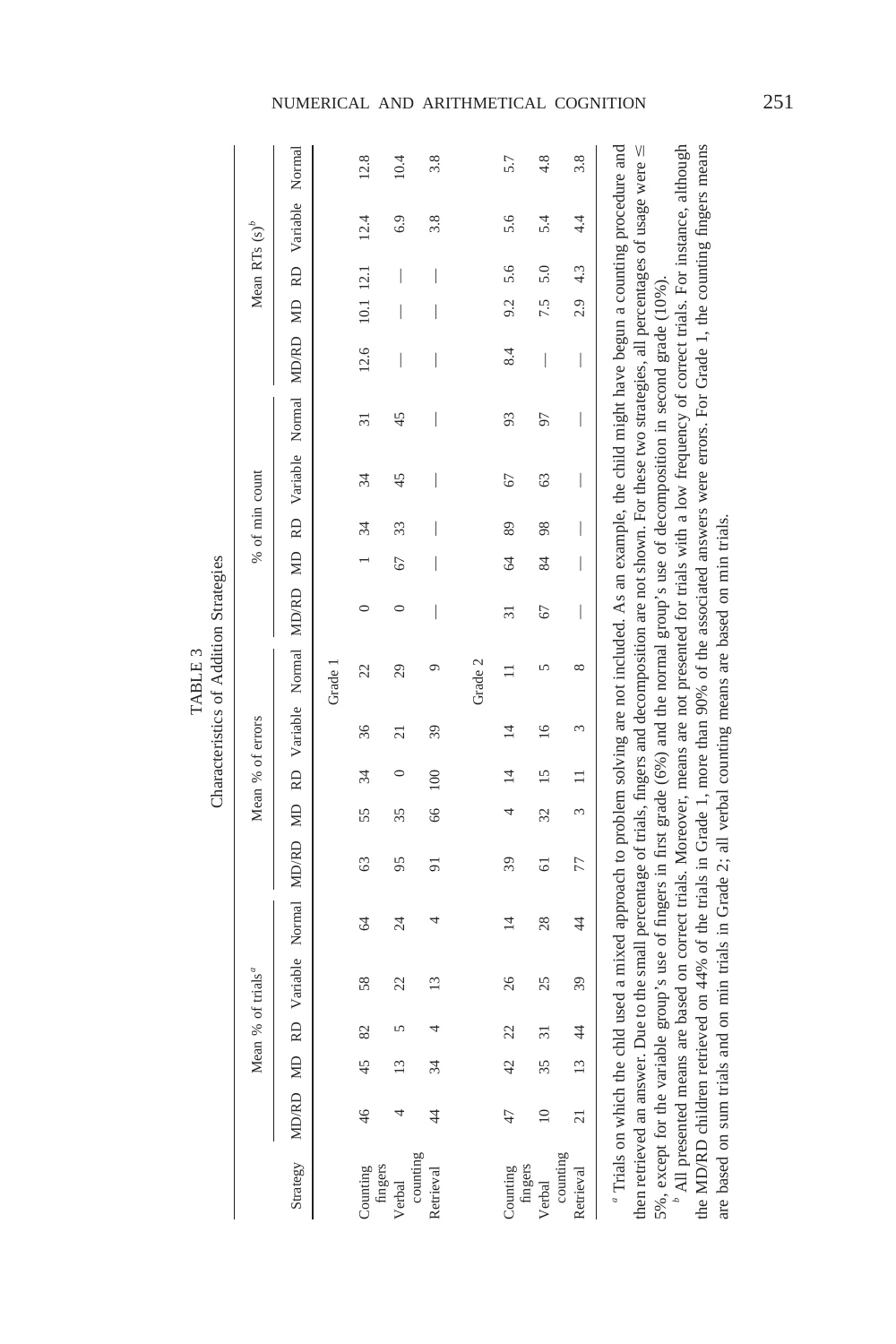TABLE 3
Characteristics of Addition Strategies

| Strategy | Mean % of trials[a] | | | | | Mean % of errors | | | | | % of min count | | | | | Mean RTs (s)[b] | | | | |
|---|---|---|---|---|---|---|---|---|---|---|---|---|---|---|---|---|---|---|---|---|
| | MD/RD | MD | RD | Variable | Normal | MD/RD | MD | RD | Variable | Normal | MD/RD | MD | RD | Variable | Normal | MD/RD | MD | RD | Variable | Normal |
| | | | | | | | | | | Grade 1 | | | | | | | | | | |
| Counting fingers | 46 | 45 | 82 | 58 | 64 | 63 | 55 | 34 | 36 | 22 | 0 | 1 | 34 | 34 | 31 | 12.6 | 10.1 | 12.1 | 12.4 | 12.8 |
| Verbal counting | 4 | 13 | 5 | 22 | 24 | 95 | 35 | 0 | 21 | 29 | 0 | 67 | 33 | 45 | 45 | — | — | — | 6.9 | 10.4 |
| Retrieval | 44 | 34 | 4 | 13 | 4 | 91 | 66 | 100 | 39 | 9 | — | — | — | — | — | — | — | — | 3.8 | 3.8 |
| | | | | | | | | | | Grade 2 | | | | | | | | | | |
| Counting fingers | 47 | 42 | 22 | 26 | 14 | 39 | 4 | 14 | 14 | 11 | 31 | 64 | 89 | 67 | 93 | 8.4 | 9.2 | 5.6 | 5.6 | 5.7 |
| Verbal counting | 10 | 35 | 31 | 25 | 28 | 61 | 32 | 15 | 16 | 5 | 67 | 84 | 98 | 63 | 97 | — | 7.5 | 5.0 | 5.4 | 4.8 |
| Retrieval | 21 | 13 | 44 | 39 | 44 | 77 | 3 | 11 | 3 | 8 | — | — | — | — | — | — | 2.9 | 4.3 | 4.4 | 3.8 |

[a] Trials on which the chld used a mixed approach to problem solving are not included. As an example, the child might have begun a counting procedure and then retrieved an answer. Due to the small percentage of trials, fingers and decomposition are not shown. For these two strategies, all percentages of usage were ≤ 5%, except for the variable group's use of fingers in first grade (6%) and the normal group's use of decomposition in second grade (10%).

[b] All presented means are based on correct trials. Moreover, means are not presented for trials with a low frequency of correct trials. For instance, although the MD/RD children retrieved on 44% of the trials in Grade 1, more than 90% of the associated answers were errors. For Grade 1, the counting fingers means are based on sum trials and on min trials in Grade 2; all verbal counting means are based on min trials.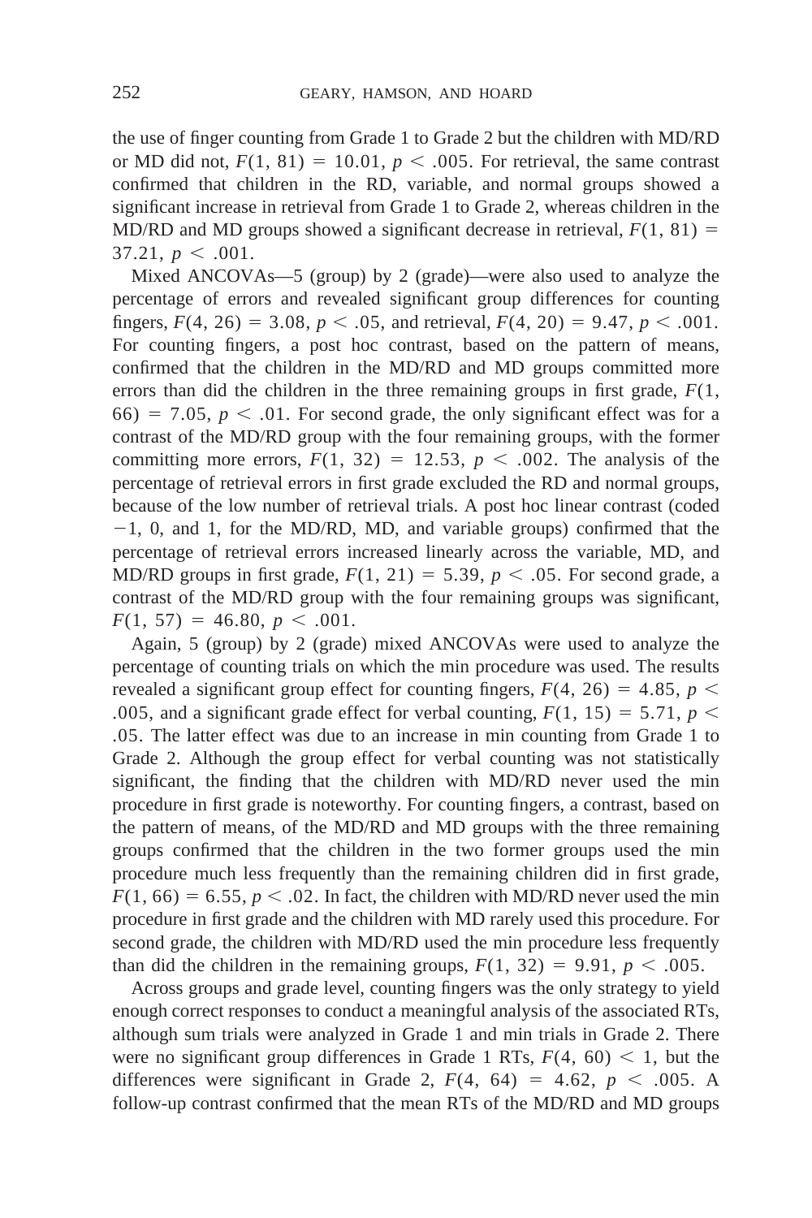the use of finger counting from Grade 1 to Grade 2 but the children with MD/RD or MD did not, $F(1, 81) = 10.01$, $p < .005$. For retrieval, the same contrast confirmed that children in the RD, variable, and normal groups showed a significant increase in retrieval from Grade 1 to Grade 2, whereas children in the MD/RD and MD groups showed a significant decrease in retrieval, $F(1, 81) = 37.21$, $p < .001$.

Mixed ANCOVAs—5 (group) by 2 (grade)—were also used to analyze the percentage of errors and revealed significant group differences for counting fingers, $F(4, 26) = 3.08$, $p < .05$, and retrieval, $F(4, 20) = 9.47$, $p < .001$. For counting fingers, a post hoc contrast, based on the pattern of means, confirmed that the children in the MD/RD and MD groups committed more errors than did the children in the three remaining groups in first grade, $F(1, 66) = 7.05$, $p < .01$. For second grade, the only significant effect was for a contrast of the MD/RD group with the four remaining groups, with the former committing more errors, $F(1, 32) = 12.53$, $p < .002$. The analysis of the percentage of retrieval errors in first grade excluded the RD and normal groups, because of the low number of retrieval trials. A post hoc linear contrast (coded $-1$, 0, and 1, for the MD/RD, MD, and variable groups) confirmed that the percentage of retrieval errors increased linearly across the variable, MD, and MD/RD groups in first grade, $F(1, 21) = 5.39$, $p < .05$. For second grade, a contrast of the MD/RD group with the four remaining groups was significant, $F(1, 57) = 46.80$, $p < .001$.

Again, 5 (group) by 2 (grade) mixed ANCOVAs were used to analyze the percentage of counting trials on which the min procedure was used. The results revealed a significant group effect for counting fingers, $F(4, 26) = 4.85$, $p < .005$, and a significant grade effect for verbal counting, $F(1, 15) = 5.71$, $p < .05$. The latter effect was due to an increase in min counting from Grade 1 to Grade 2. Although the group effect for verbal counting was not statistically significant, the finding that the children with MD/RD never used the min procedure in first grade is noteworthy. For counting fingers, a contrast, based on the pattern of means, of the MD/RD and MD groups with the three remaining groups confirmed that the children in the two former groups used the min procedure much less frequently than the remaining children did in first grade, $F(1, 66) = 6.55$, $p < .02$. In fact, the children with MD/RD never used the min procedure in first grade and the children with MD rarely used this procedure. For second grade, the children with MD/RD used the min procedure less frequently than did the children in the remaining groups, $F(1, 32) = 9.91$, $p < .005$.

Across groups and grade level, counting fingers was the only strategy to yield enough correct responses to conduct a meaningful analysis of the associated RTs, although sum trials were analyzed in Grade 1 and min trials in Grade 2. There were no significant group differences in Grade 1 RTs, $F(4, 60) < 1$, but the differences were significant in Grade 2, $F(4, 64) = 4.62$, $p < .005$. A follow-up contrast confirmed that the mean RTs of the MD/RD and MD groups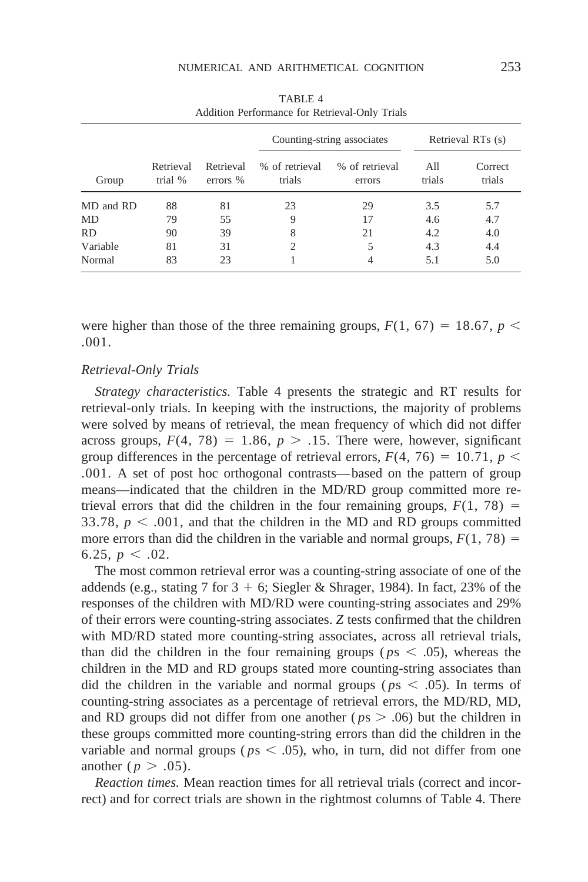TABLE 4
Addition Performance for Retrieval-Only Trials

| Group | Retrieval trial % | Retrieval errors % | Counting-string associates | | Retrieval RTs (s) | |
|---|---|---|---|---|---|---|
| | | | % of retrieval trials | % of retrieval errors | All trials | Correct trials |
| MD and RD | 88 | 81 | 23 | 29 | 3.5 | 5.7 |
| MD | 79 | 55 | 9 | 17 | 4.6 | 4.7 |
| RD | 90 | 39 | 8 | 21 | 4.2 | 4.0 |
| Variable | 81 | 31 | 2 | 5 | 4.3 | 4.4 |
| Normal | 83 | 23 | 1 | 4 | 5.1 | 5.0 |

were higher than those of the three remaining groups, $F(1, 67) = 18.67$, $p < .001$.

### *Retrieval-Only Trials*

*Strategy characteristics.* Table 4 presents the strategic and RT results for retrieval-only trials. In keeping with the instructions, the majority of problems were solved by means of retrieval, the mean frequency of which did not differ across groups, $F(4, 78) = 1.86$, $p > .15$. There were, however, significant group differences in the percentage of retrieval errors, $F(4, 76) = 10.71$, $p < .001$. A set of post hoc orthogonal contrasts—based on the pattern of group means—indicated that the children in the MD/RD group committed more retrieval errors that did the children in the four remaining groups, $F(1, 78) = 33.78$, $p < .001$, and that the children in the MD and RD groups committed more errors than did the children in the variable and normal groups, $F(1, 78) = 6.25$, $p < .02$.

The most common retrieval error was a counting-string associate of one of the addends (e.g., stating 7 for $3 + 6$; Siegler & Shrager, 1984). In fact, 23% of the responses of the children with MD/RD were counting-string associates and 29% of their errors were counting-string associates. *Z* tests confirmed that the children with MD/RD stated more counting-string associates, across all retrieval trials, than did the children in the four remaining groups ($ps < .05$), whereas the children in the MD and RD groups stated more counting-string associates than did the children in the variable and normal groups ($ps < .05$). In terms of counting-string associates as a percentage of retrieval errors, the MD/RD, MD, and RD groups did not differ from one another ($ps > .06$) but the children in these groups committed more counting-string errors than did the children in the variable and normal groups ($ps < .05$), who, in turn, did not differ from one another ($p > .05$).

*Reaction times.* Mean reaction times for all retrieval trials (correct and incorrect) and for correct trials are shown in the rightmost columns of Table 4. There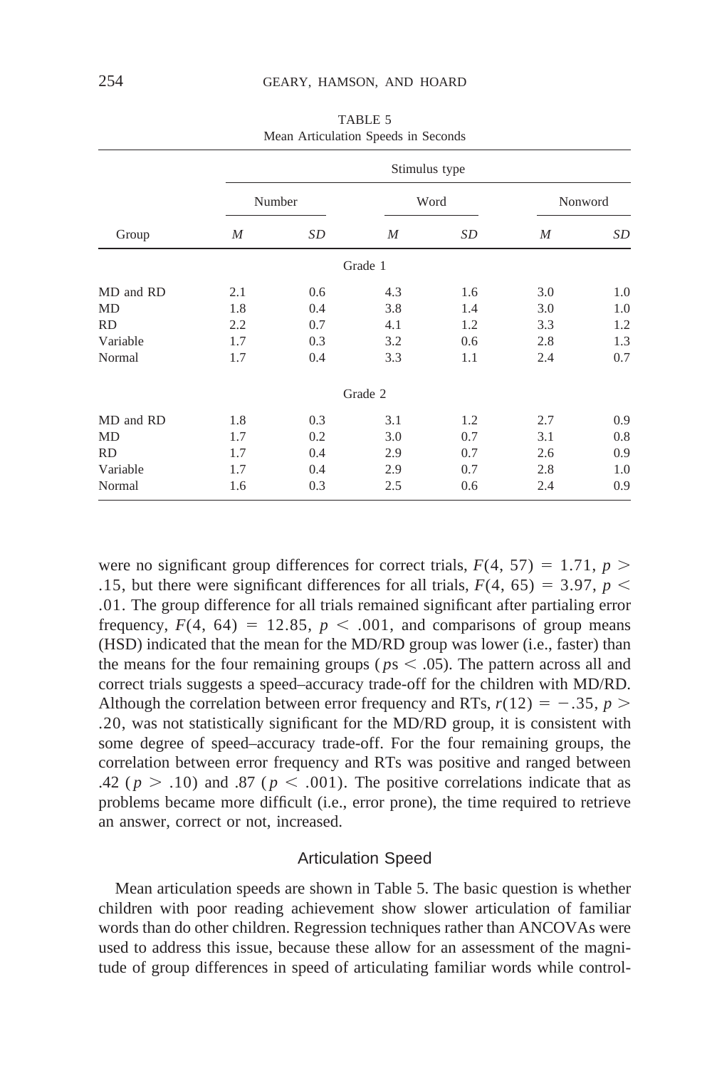TABLE 5
Mean Articulation Speeds in Seconds

| Group | Number | | Word | | Nonword | |
|---|---|---|---|---|---|---|
| | *M* | *SD* | *M* | *SD* | *M* | *SD* |
| **Grade 1** | | | | | | |
| MD and RD | 2.1 | 0.6 | 4.3 | 1.6 | 3.0 | 1.0 |
| MD | 1.8 | 0.4 | 3.8 | 1.4 | 3.0 | 1.0 |
| RD | 2.2 | 0.7 | 4.1 | 1.2 | 3.3 | 1.2 |
| Variable | 1.7 | 0.3 | 3.2 | 0.6 | 2.8 | 1.3 |
| Normal | 1.7 | 0.4 | 3.3 | 1.1 | 2.4 | 0.7 |
| **Grade 2** | | | | | | |
| MD and RD | 1.8 | 0.3 | 3.1 | 1.2 | 2.7 | 0.9 |
| MD | 1.7 | 0.2 | 3.0 | 0.7 | 3.1 | 0.8 |
| RD | 1.7 | 0.4 | 2.9 | 0.7 | 2.6 | 0.9 |
| Variable | 1.7 | 0.4 | 2.9 | 0.7 | 2.8 | 1.0 |
| Normal | 1.6 | 0.3 | 2.5 | 0.6 | 2.4 | 0.9 |

were no significant group differences for correct trials, $F(4, 57) = 1.71$, $p > .15$, but there were significant differences for all trials, $F(4, 65) = 3.97$, $p < .01$. The group difference for all trials remained significant after partialing error frequency, $F(4, 64) = 12.85$, $p < .001$, and comparisons of group means (HSD) indicated that the mean for the MD/RD group was lower (i.e., faster) than the means for the four remaining groups ($p\text{s} < .05$). The pattern across all and correct trials suggests a speed–accuracy trade-off for the children with MD/RD. Although the correlation between error frequency and RTs, $r(12) = -.35$, $p > .20$, was not statistically significant for the MD/RD group, it is consistent with some degree of speed–accuracy trade-off. For the four remaining groups, the correlation between error frequency and RTs was positive and ranged between .42 ($p > .10$) and .87 ($p < .001$). The positive correlations indicate that as problems became more difficult (i.e., error prone), the time required to retrieve an answer, correct or not, increased.

## Articulation Speed

Mean articulation speeds are shown in Table 5. The basic question is whether children with poor reading achievement show slower articulation of familiar words than do other children. Regression techniques rather than ANCOVAs were used to address this issue, because these allow for an assessment of the magnitude of group differences in speed of articulating familiar words while control-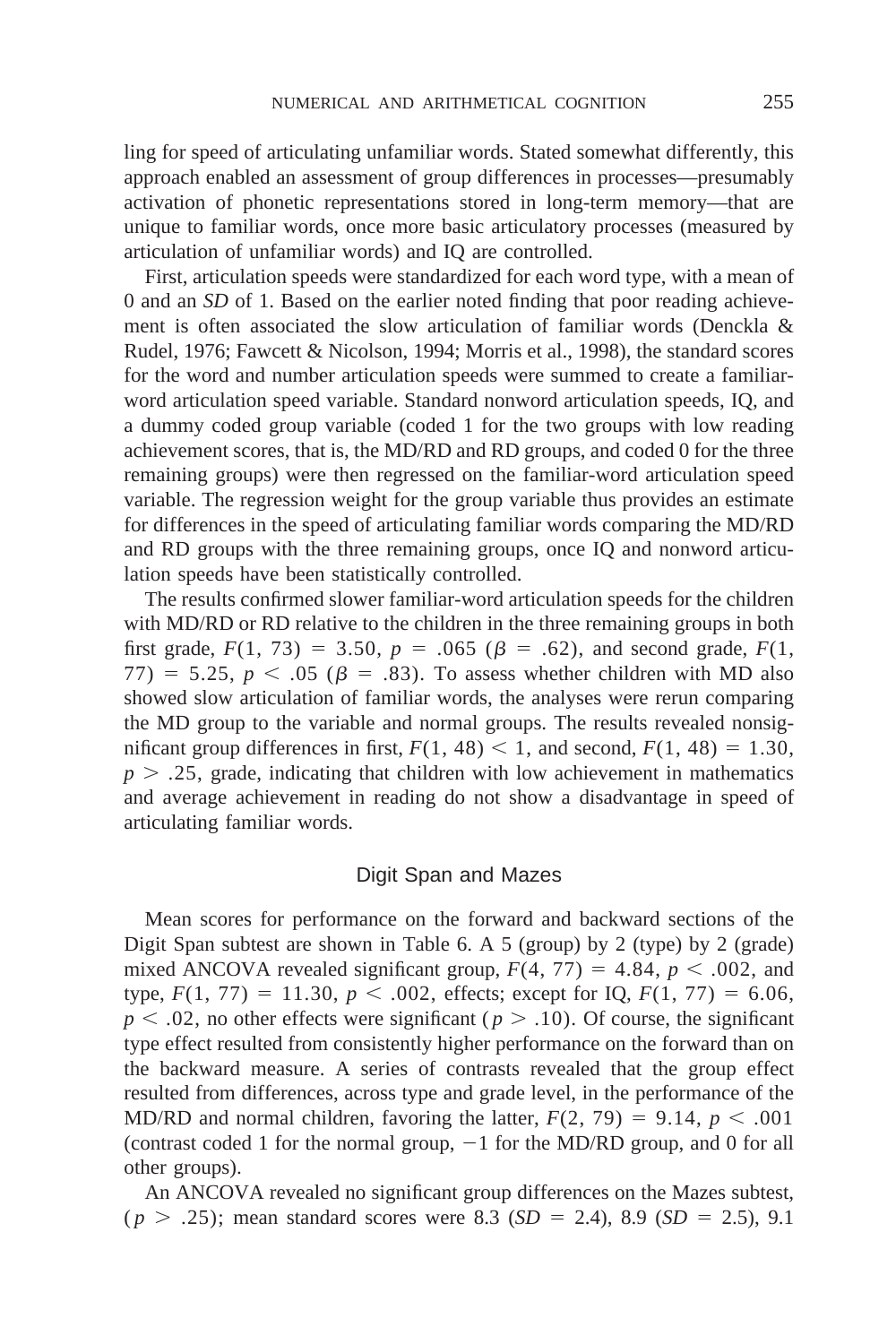ling for speed of articulating unfamiliar words. Stated somewhat differently, this approach enabled an assessment of group differences in processes—presumably activation of phonetic representations stored in long-term memory—that are unique to familiar words, once more basic articulatory processes (measured by articulation of unfamiliar words) and IQ are controlled.

First, articulation speeds were standardized for each word type, with a mean of 0 and an *SD* of 1. Based on the earlier noted finding that poor reading achievement is often associated the slow articulation of familiar words (Denckla & Rudel, 1976; Fawcett & Nicolson, 1994; Morris et al., 1998), the standard scores for the word and number articulation speeds were summed to create a familiar-word articulation speed variable. Standard nonword articulation speeds, IQ, and a dummy coded group variable (coded 1 for the two groups with low reading achievement scores, that is, the MD/RD and RD groups, and coded 0 for the three remaining groups) were then regressed on the familiar-word articulation speed variable. The regression weight for the group variable thus provides an estimate for differences in the speed of articulating familiar words comparing the MD/RD and RD groups with the three remaining groups, once IQ and nonword articulation speeds have been statistically controlled.

The results confirmed slower familiar-word articulation speeds for the children with MD/RD or RD relative to the children in the three remaining groups in both first grade, $F(1, 73) = 3.50$, $p = .065$ ($\beta = .62$), and second grade, $F(1, 77) = 5.25$, $p < .05$ ($\beta = .83$). To assess whether children with MD also showed slow articulation of familiar words, the analyses were rerun comparing the MD group to the variable and normal groups. The results revealed nonsignificant group differences in first, $F(1, 48) < 1$, and second, $F(1, 48) = 1.30$, $p > .25$, grade, indicating that children with low achievement in mathematics and average achievement in reading do not show a disadvantage in speed of articulating familiar words.

## Digit Span and Mazes

Mean scores for performance on the forward and backward sections of the Digit Span subtest are shown in Table 6. A 5 (group) by 2 (type) by 2 (grade) mixed ANCOVA revealed significant group, $F(4, 77) = 4.84$, $p < .002$, and type, $F(1, 77) = 11.30$, $p < .002$, effects; except for IQ, $F(1, 77) = 6.06$, $p < .02$, no other effects were significant ($p > .10$). Of course, the significant type effect resulted from consistently higher performance on the forward than on the backward measure. A series of contrasts revealed that the group effect resulted from differences, across type and grade level, in the performance of the MD/RD and normal children, favoring the latter, $F(2, 79) = 9.14$, $p < .001$ (contrast coded 1 for the normal group, $-1$ for the MD/RD group, and 0 for all other groups).

An ANCOVA revealed no significant group differences on the Mazes subtest, ($p > .25$); mean standard scores were 8.3 ($SD = 2.4$), 8.9 ($SD = 2.5$), 9.1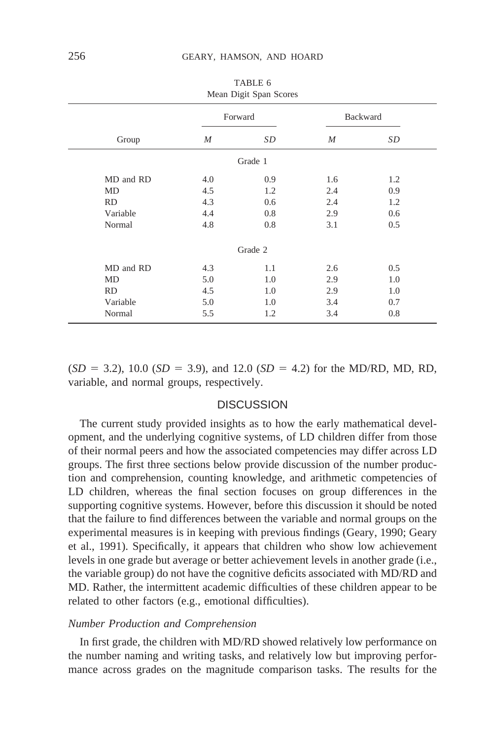TABLE 6
Mean Digit Span Scores

| Group | Forward | | Backward | |
|---|---|---|---|---|
| | *M* | *SD* | *M* | *SD* |
| Grade 1 | | | | |
| MD and RD | 4.0 | 0.9 | 1.6 | 1.2 |
| MD | 4.5 | 1.2 | 2.4 | 0.9 |
| RD | 4.3 | 0.6 | 2.4 | 1.2 |
| Variable | 4.4 | 0.8 | 2.9 | 0.6 |
| Normal | 4.8 | 0.8 | 3.1 | 0.5 |
| Grade 2 | | | | |
| MD and RD | 4.3 | 1.1 | 2.6 | 0.5 |
| MD | 5.0 | 1.0 | 2.9 | 1.0 |
| RD | 4.5 | 1.0 | 2.9 | 1.0 |
| Variable | 5.0 | 1.0 | 3.4 | 0.7 |
| Normal | 5.5 | 1.2 | 3.4 | 0.8 |

($SD$ = 3.2), 10.0 ($SD$ = 3.9), and 12.0 ($SD$ = 4.2) for the MD/RD, MD, RD, variable, and normal groups, respectively.

## DISCUSSION

The current study provided insights as to how the early mathematical development, and the underlying cognitive systems, of LD children differ from those of their normal peers and how the associated competencies may differ across LD groups. The first three sections below provide discussion of the number production and comprehension, counting knowledge, and arithmetic competencies of LD children, whereas the final section focuses on group differences in the supporting cognitive systems. However, before this discussion it should be noted that the failure to find differences between the variable and normal groups on the experimental measures is in keeping with previous findings (Geary, 1990; Geary et al., 1991). Specifically, it appears that children who show low achievement levels in one grade but average or better achievement levels in another grade (i.e., the variable group) do not have the cognitive deficits associated with MD/RD and MD. Rather, the intermittent academic difficulties of these children appear to be related to other factors (e.g., emotional difficulties).

### *Number Production and Comprehension*

In first grade, the children with MD/RD showed relatively low performance on the number naming and writing tasks, and relatively low but improving performance across grades on the magnitude comparison tasks. The results for the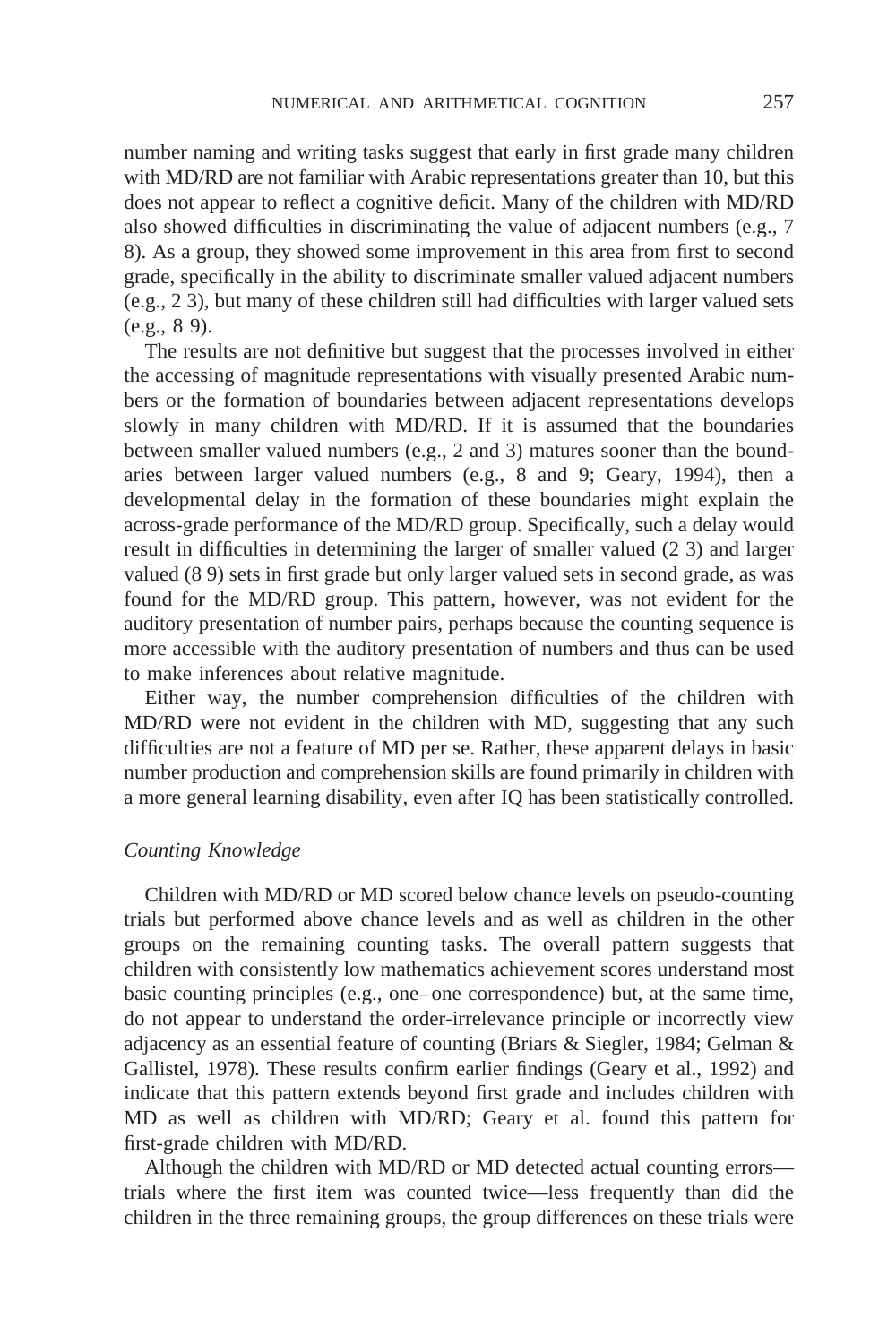number naming and writing tasks suggest that early in first grade many children with MD/RD are not familiar with Arabic representations greater than 10, but this does not appear to reflect a cognitive deficit. Many of the children with MD/RD also showed difficulties in discriminating the value of adjacent numbers (e.g., 7 8). As a group, they showed some improvement in this area from first to second grade, specifically in the ability to discriminate smaller valued adjacent numbers (e.g., 2 3), but many of these children still had difficulties with larger valued sets (e.g., 8 9).

The results are not definitive but suggest that the processes involved in either the accessing of magnitude representations with visually presented Arabic numbers or the formation of boundaries between adjacent representations develops slowly in many children with MD/RD. If it is assumed that the boundaries between smaller valued numbers (e.g., 2 and 3) matures sooner than the boundaries between larger valued numbers (e.g., 8 and 9; Geary, 1994), then a developmental delay in the formation of these boundaries might explain the across-grade performance of the MD/RD group. Specifically, such a delay would result in difficulties in determining the larger of smaller valued (2 3) and larger valued (8 9) sets in first grade but only larger valued sets in second grade, as was found for the MD/RD group. This pattern, however, was not evident for the auditory presentation of number pairs, perhaps because the counting sequence is more accessible with the auditory presentation of numbers and thus can be used to make inferences about relative magnitude.

Either way, the number comprehension difficulties of the children with MD/RD were not evident in the children with MD, suggesting that any such difficulties are not a feature of MD per se. Rather, these apparent delays in basic number production and comprehension skills are found primarily in children with a more general learning disability, even after IQ has been statistically controlled.

### *Counting Knowledge*

Children with MD/RD or MD scored below chance levels on pseudo-counting trials but performed above chance levels and as well as children in the other groups on the remaining counting tasks. The overall pattern suggests that children with consistently low mathematics achievement scores understand most basic counting principles (e.g., one–one correspondence) but, at the same time, do not appear to understand the order-irrelevance principle or incorrectly view adjacency as an essential feature of counting (Briars & Siegler, 1984; Gelman & Gallistel, 1978). These results confirm earlier findings (Geary et al., 1992) and indicate that this pattern extends beyond first grade and includes children with MD as well as children with MD/RD; Geary et al. found this pattern for first-grade children with MD/RD.

Although the children with MD/RD or MD detected actual counting errors—trials where the first item was counted twice—less frequently than did the children in the three remaining groups, the group differences on these trials were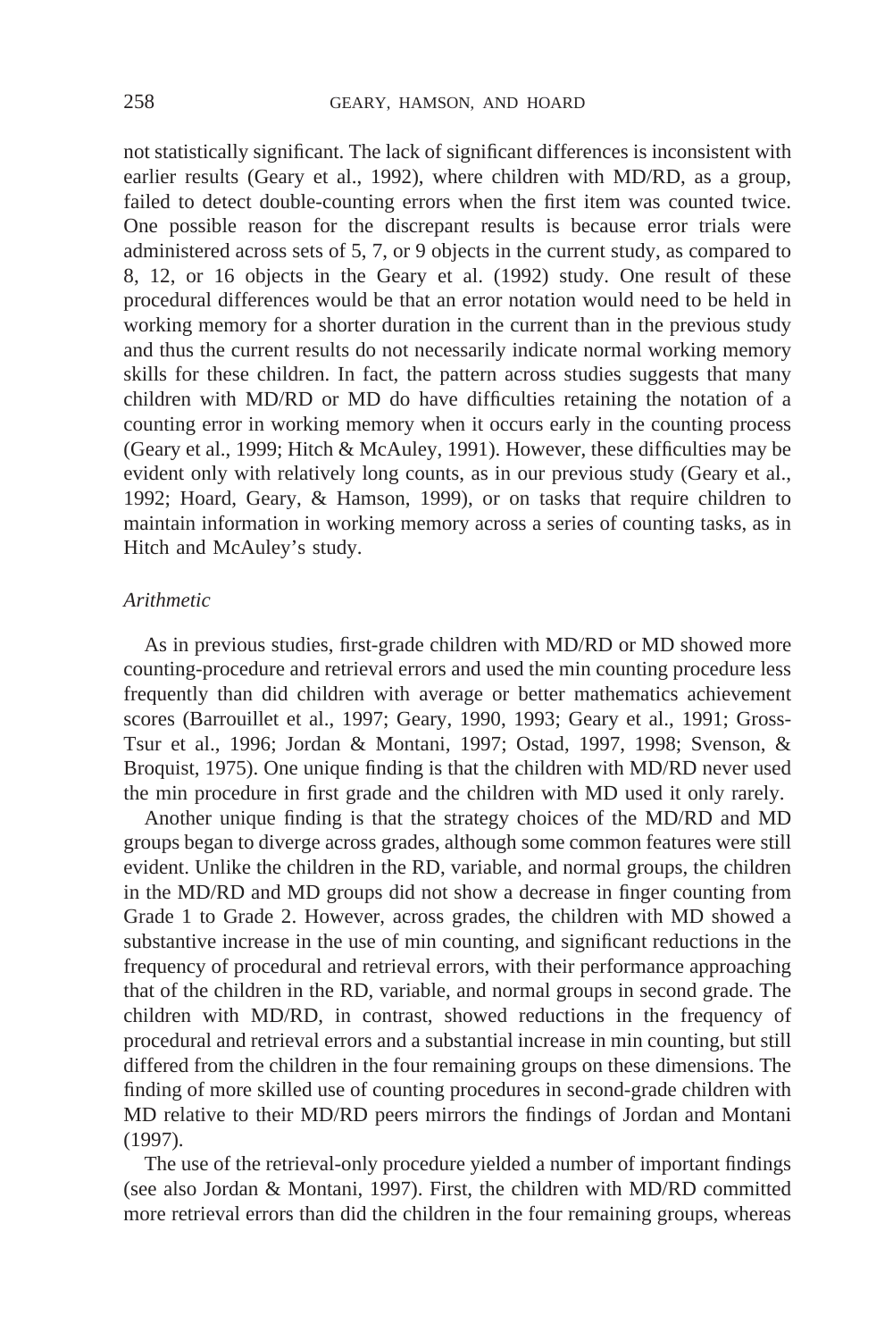not statistically significant. The lack of significant differences is inconsistent with earlier results (Geary et al., 1992), where children with MD/RD, as a group, failed to detect double-counting errors when the first item was counted twice. One possible reason for the discrepant results is because error trials were administered across sets of 5, 7, or 9 objects in the current study, as compared to 8, 12, or 16 objects in the Geary et al. (1992) study. One result of these procedural differences would be that an error notation would need to be held in working memory for a shorter duration in the current than in the previous study and thus the current results do not necessarily indicate normal working memory skills for these children. In fact, the pattern across studies suggests that many children with MD/RD or MD do have difficulties retaining the notation of a counting error in working memory when it occurs early in the counting process (Geary et al., 1999; Hitch & McAuley, 1991). However, these difficulties may be evident only with relatively long counts, as in our previous study (Geary et al., 1992; Hoard, Geary, & Hamson, 1999), or on tasks that require children to maintain information in working memory across a series of counting tasks, as in Hitch and McAuley's study.

### *Arithmetic*

As in previous studies, first-grade children with MD/RD or MD showed more counting-procedure and retrieval errors and used the min counting procedure less frequently than did children with average or better mathematics achievement scores (Barrouillet et al., 1997; Geary, 1990, 1993; Geary et al., 1991; Gross-Tsur et al., 1996; Jordan & Montani, 1997; Ostad, 1997, 1998; Svenson, & Broquist, 1975). One unique finding is that the children with MD/RD never used the min procedure in first grade and the children with MD used it only rarely.

Another unique finding is that the strategy choices of the MD/RD and MD groups began to diverge across grades, although some common features were still evident. Unlike the children in the RD, variable, and normal groups, the children in the MD/RD and MD groups did not show a decrease in finger counting from Grade 1 to Grade 2. However, across grades, the children with MD showed a substantive increase in the use of min counting, and significant reductions in the frequency of procedural and retrieval errors, with their performance approaching that of the children in the RD, variable, and normal groups in second grade. The children with MD/RD, in contrast, showed reductions in the frequency of procedural and retrieval errors and a substantial increase in min counting, but still differed from the children in the four remaining groups on these dimensions. The finding of more skilled use of counting procedures in second-grade children with MD relative to their MD/RD peers mirrors the findings of Jordan and Montani (1997).

The use of the retrieval-only procedure yielded a number of important findings (see also Jordan & Montani, 1997). First, the children with MD/RD committed more retrieval errors than did the children in the four remaining groups, whereas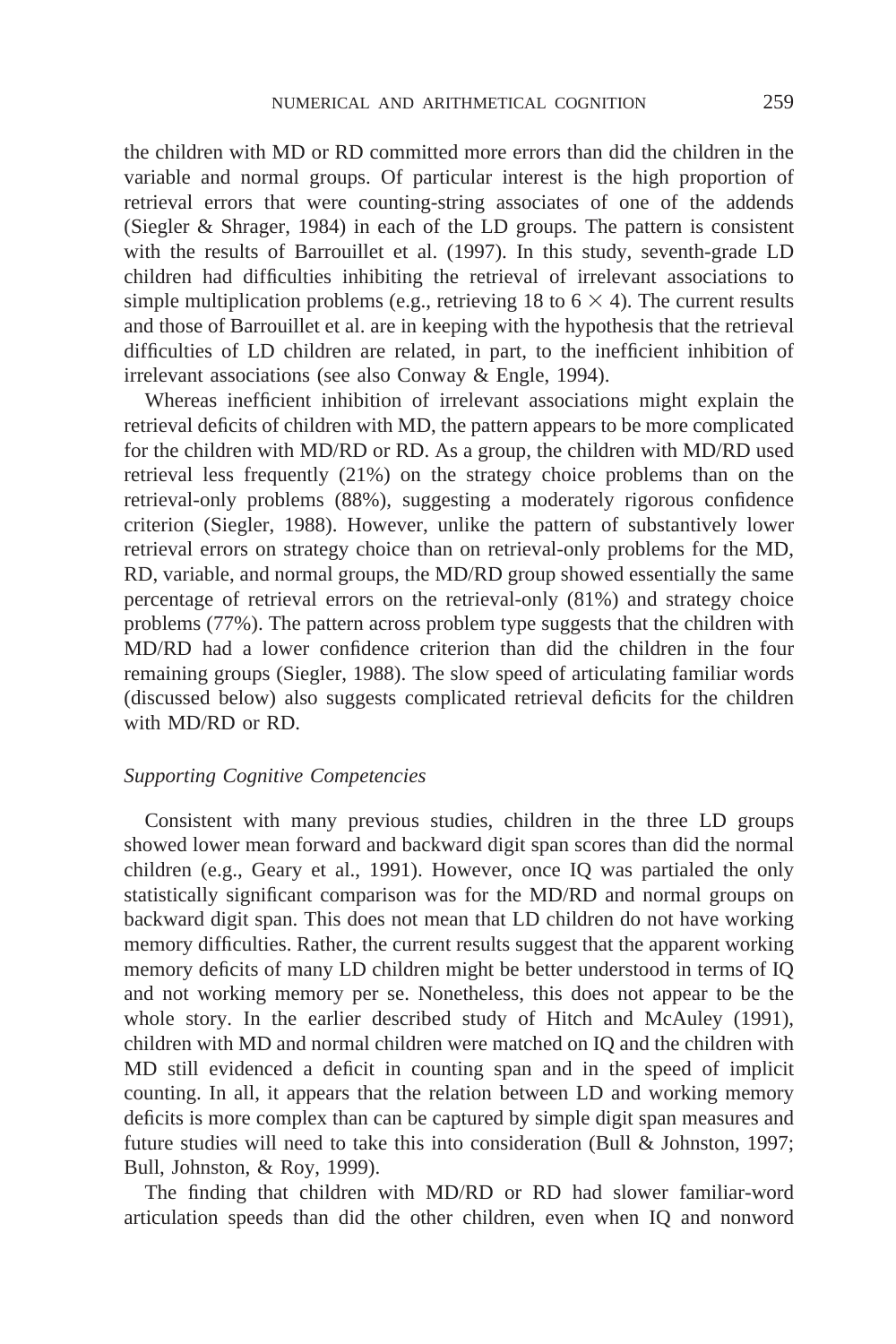the children with MD or RD committed more errors than did the children in the variable and normal groups. Of particular interest is the high proportion of retrieval errors that were counting-string associates of one of the addends (Siegler & Shrager, 1984) in each of the LD groups. The pattern is consistent with the results of Barrouillet et al. (1997). In this study, seventh-grade LD children had difficulties inhibiting the retrieval of irrelevant associations to simple multiplication problems (e.g., retrieving 18 to $6 \times 4$). The current results and those of Barrouillet et al. are in keeping with the hypothesis that the retrieval difficulties of LD children are related, in part, to the inefficient inhibition of irrelevant associations (see also Conway & Engle, 1994).

Whereas inefficient inhibition of irrelevant associations might explain the retrieval deficits of children with MD, the pattern appears to be more complicated for the children with MD/RD or RD. As a group, the children with MD/RD used retrieval less frequently (21%) on the strategy choice problems than on the retrieval-only problems (88%), suggesting a moderately rigorous confidence criterion (Siegler, 1988). However, unlike the pattern of substantively lower retrieval errors on strategy choice than on retrieval-only problems for the MD, RD, variable, and normal groups, the MD/RD group showed essentially the same percentage of retrieval errors on the retrieval-only (81%) and strategy choice problems (77%). The pattern across problem type suggests that the children with MD/RD had a lower confidence criterion than did the children in the four remaining groups (Siegler, 1988). The slow speed of articulating familiar words (discussed below) also suggests complicated retrieval deficits for the children with MD/RD or RD.

### *Supporting Cognitive Competencies*

Consistent with many previous studies, children in the three LD groups showed lower mean forward and backward digit span scores than did the normal children (e.g., Geary et al., 1991). However, once IQ was partialed the only statistically significant comparison was for the MD/RD and normal groups on backward digit span. This does not mean that LD children do not have working memory difficulties. Rather, the current results suggest that the apparent working memory deficits of many LD children might be better understood in terms of IQ and not working memory per se. Nonetheless, this does not appear to be the whole story. In the earlier described study of Hitch and McAuley (1991), children with MD and normal children were matched on IQ and the children with MD still evidenced a deficit in counting span and in the speed of implicit counting. In all, it appears that the relation between LD and working memory deficits is more complex than can be captured by simple digit span measures and future studies will need to take this into consideration (Bull & Johnston, 1997; Bull, Johnston, & Roy, 1999).

The finding that children with MD/RD or RD had slower familiar-word articulation speeds than did the other children, even when IQ and nonword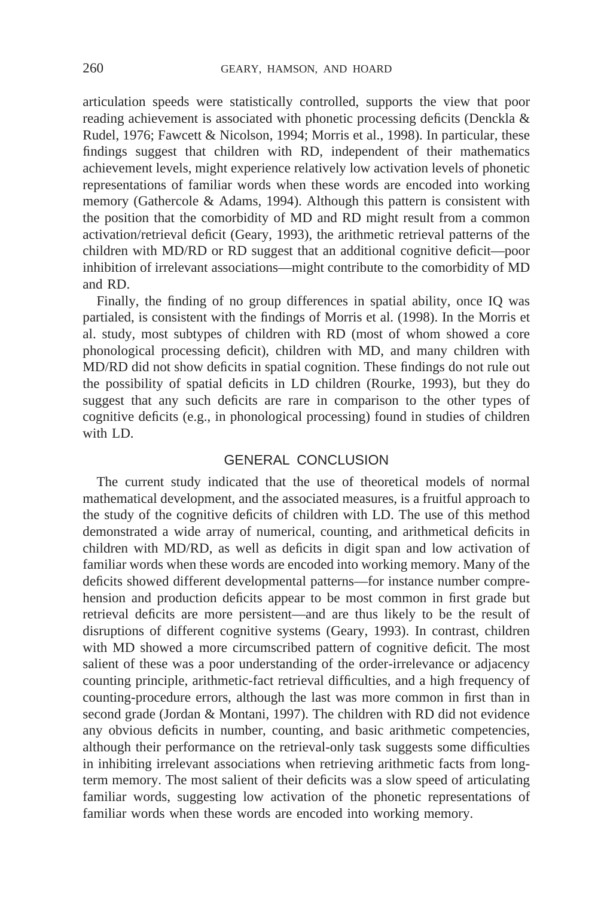articulation speeds were statistically controlled, supports the view that poor reading achievement is associated with phonetic processing deficits (Denckla & Rudel, 1976; Fawcett & Nicolson, 1994; Morris et al., 1998). In particular, these findings suggest that children with RD, independent of their mathematics achievement levels, might experience relatively low activation levels of phonetic representations of familiar words when these words are encoded into working memory (Gathercole & Adams, 1994). Although this pattern is consistent with the position that the comorbidity of MD and RD might result from a common activation/retrieval deficit (Geary, 1993), the arithmetic retrieval patterns of the children with MD/RD or RD suggest that an additional cognitive deficit—poor inhibition of irrelevant associations—might contribute to the comorbidity of MD and RD.

Finally, the finding of no group differences in spatial ability, once IQ was partialed, is consistent with the findings of Morris et al. (1998). In the Morris et al. study, most subtypes of children with RD (most of whom showed a core phonological processing deficit), children with MD, and many children with MD/RD did not show deficits in spatial cognition. These findings do not rule out the possibility of spatial deficits in LD children (Rourke, 1993), but they do suggest that any such deficits are rare in comparison to the other types of cognitive deficits (e.g., in phonological processing) found in studies of children with LD.

## GENERAL CONCLUSION

The current study indicated that the use of theoretical models of normal mathematical development, and the associated measures, is a fruitful approach to the study of the cognitive deficits of children with LD. The use of this method demonstrated a wide array of numerical, counting, and arithmetical deficits in children with MD/RD, as well as deficits in digit span and low activation of familiar words when these words are encoded into working memory. Many of the deficits showed different developmental patterns—for instance number comprehension and production deficits appear to be most common in first grade but retrieval deficits are more persistent—and are thus likely to be the result of disruptions of different cognitive systems (Geary, 1993). In contrast, children with MD showed a more circumscribed pattern of cognitive deficit. The most salient of these was a poor understanding of the order-irrelevance or adjacency counting principle, arithmetic-fact retrieval difficulties, and a high frequency of counting-procedure errors, although the last was more common in first than in second grade (Jordan & Montani, 1997). The children with RD did not evidence any obvious deficits in number, counting, and basic arithmetic competencies, although their performance on the retrieval-only task suggests some difficulties in inhibiting irrelevant associations when retrieving arithmetic facts from long-term memory. The most salient of their deficits was a slow speed of articulating familiar words, suggesting low activation of the phonetic representations of familiar words when these words are encoded into working memory.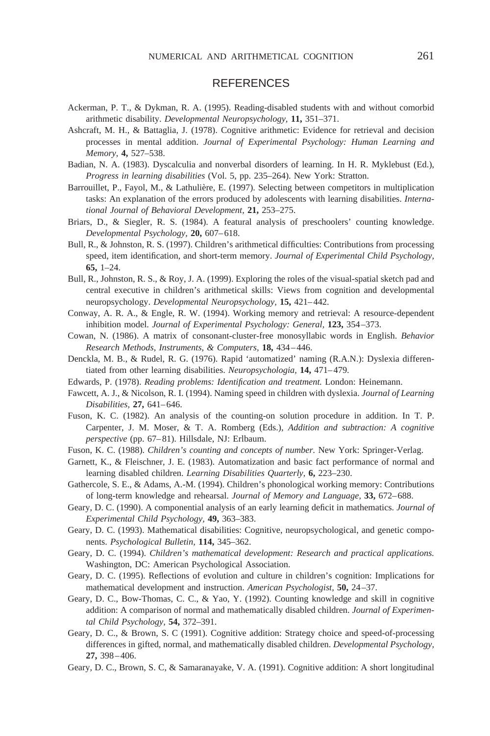## REFERENCES

Ackerman, P. T., & Dykman, R. A. (1995). Reading-disabled students with and without comorbid arithmetic disability. *Developmental Neuropsychology,* **11,** 351–371.

Ashcraft, M. H., & Battaglia, J. (1978). Cognitive arithmetic: Evidence for retrieval and decision processes in mental addition. *Journal of Experimental Psychology: Human Learning and Memory,* **4,** 527–538.

Badian, N. A. (1983). Dyscalculia and nonverbal disorders of learning. In H. R. Myklebust (Ed.), *Progress in learning disabilities* (Vol. 5, pp. 235–264). New York: Stratton.

Barrouillet, P., Fayol, M., & Lathulière, E. (1997). Selecting between competitors in multiplication tasks: An explanation of the errors produced by adolescents with learning disabilities. *International Journal of Behavioral Development,* **21,** 253–275.

Briars, D., & Siegler, R. S. (1984). A featural analysis of preschoolers' counting knowledge. *Developmental Psychology,* **20,** 607–618.

Bull, R., & Johnston, R. S. (1997). Children's arithmetical difficulties: Contributions from processing speed, item identification, and short-term memory. *Journal of Experimental Child Psychology,* **65,** 1–24.

Bull, R., Johnston, R. S., & Roy, J. A. (1999). Exploring the roles of the visual-spatial sketch pad and central executive in children's arithmetical skills: Views from cognition and developmental neuropsychology. *Developmental Neuropsychology,* **15,** 421–442.

Conway, A. R. A., & Engle, R. W. (1994). Working memory and retrieval: A resource-dependent inhibition model. *Journal of Experimental Psychology: General,* **123,** 354–373.

Cowan, N. (1986). A matrix of consonant-cluster-free monosyllabic words in English. *Behavior Research Methods, Instruments, & Computers,* **18,** 434–446.

Denckla, M. B., & Rudel, R. G. (1976). Rapid 'automatized' naming (R.A.N.): Dyslexia differentiated from other learning disabilities. *Neuropsychologia,* **14,** 471–479.

Edwards, P. (1978). *Reading problems: Identification and treatment.* London: Heinemann.

Fawcett, A. J., & Nicolson, R. I. (1994). Naming speed in children with dyslexia. *Journal of Learning Disabilities,* **27,** 641–646.

Fuson, K. C. (1982). An analysis of the counting-on solution procedure in addition. In T. P. Carpenter, J. M. Moser, & T. A. Romberg (Eds.), *Addition and subtraction: A cognitive perspective* (pp. 67–81). Hillsdale, NJ: Erlbaum.

Fuson, K. C. (1988). *Children's counting and concepts of number.* New York: Springer-Verlag.

Garnett, K., & Fleischner, J. E. (1983). Automatization and basic fact performance of normal and learning disabled children. *Learning Disabilities Quarterly,* **6,** 223–230.

Gathercole, S. E., & Adams, A.-M. (1994). Children's phonological working memory: Contributions of long-term knowledge and rehearsal. *Journal of Memory and Language,* **33,** 672–688.

Geary, D. C. (1990). A componential analysis of an early learning deficit in mathematics. *Journal of Experimental Child Psychology,* **49,** 363–383.

Geary, D. C. (1993). Mathematical disabilities: Cognitive, neuropsychological, and genetic components. *Psychological Bulletin,* **114,** 345–362.

Geary, D. C. (1994). *Children's mathematical development: Research and practical applications.* Washington, DC: American Psychological Association.

Geary, D. C. (1995). Reflections of evolution and culture in children's cognition: Implications for mathematical development and instruction. *American Psychologist,* **50,** 24–37.

Geary, D. C., Bow-Thomas, C. C., & Yao, Y. (1992). Counting knowledge and skill in cognitive addition: A comparison of normal and mathematically disabled children. *Journal of Experimental Child Psychology,* **54,** 372–391.

Geary, D. C., & Brown, S. C (1991). Cognitive addition: Strategy choice and speed-of-processing differences in gifted, normal, and mathematically disabled children. *Developmental Psychology,* **27,** 398–406.

Geary, D. C., Brown, S. C, & Samaranayake, V. A. (1991). Cognitive addition: A short longitudinal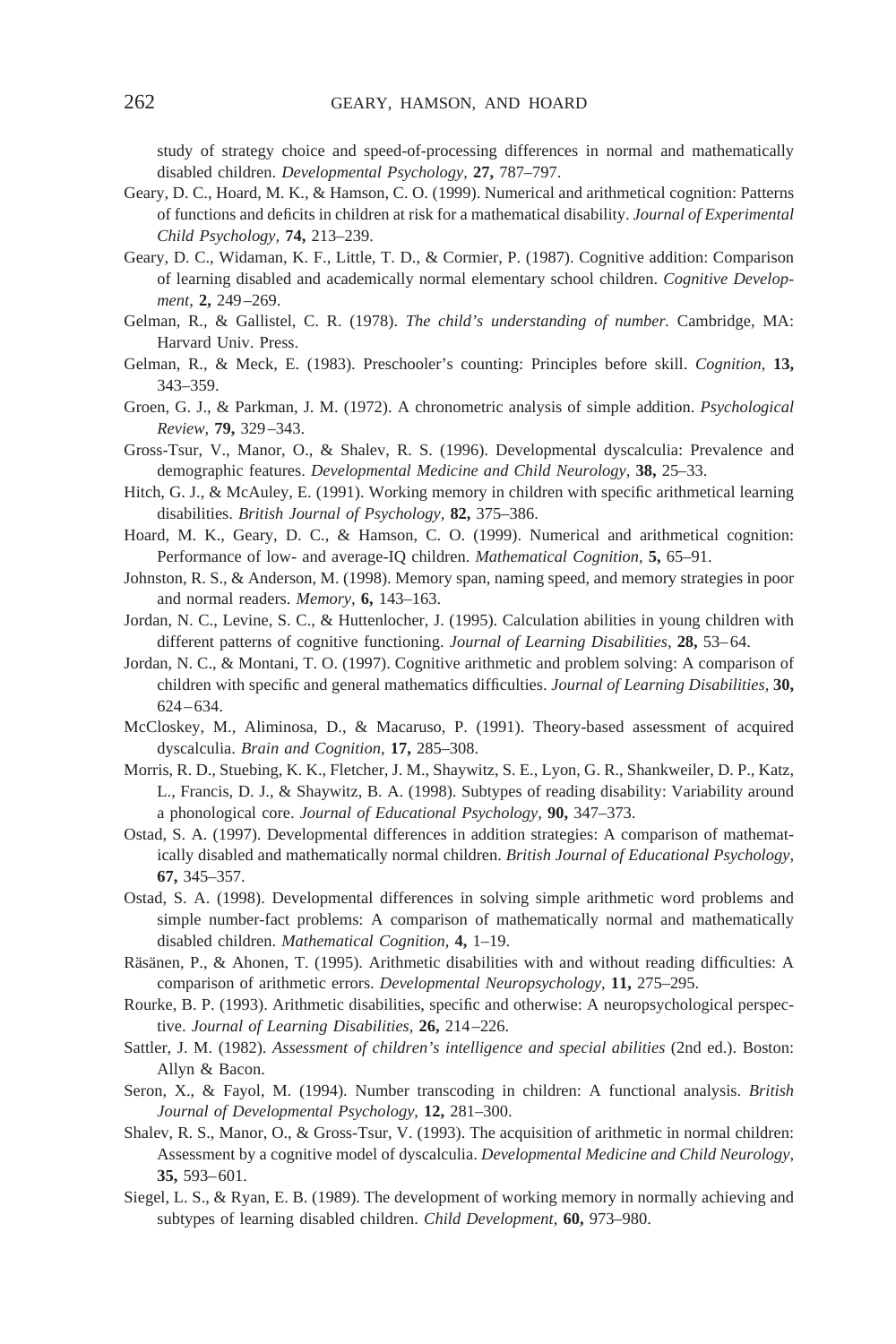study of strategy choice and speed-of-processing differences in normal and mathematically disabled children. *Developmental Psychology,* **27,** 787–797.

Geary, D. C., Hoard, M. K., & Hamson, C. O. (1999). Numerical and arithmetical cognition: Patterns of functions and deficits in children at risk for a mathematical disability. *Journal of Experimental Child Psychology,* **74,** 213–239.

Geary, D. C., Widaman, K. F., Little, T. D., & Cormier, P. (1987). Cognitive addition: Comparison of learning disabled and academically normal elementary school children. *Cognitive Development,* **2,** 249–269.

Gelman, R., & Gallistel, C. R. (1978). *The child's understanding of number.* Cambridge, MA: Harvard Univ. Press.

Gelman, R., & Meck, E. (1983). Preschooler's counting: Principles before skill. *Cognition,* **13,** 343–359.

Groen, G. J., & Parkman, J. M. (1972). A chronometric analysis of simple addition. *Psychological Review,* **79,** 329–343.

Gross-Tsur, V., Manor, O., & Shalev, R. S. (1996). Developmental dyscalculia: Prevalence and demographic features. *Developmental Medicine and Child Neurology,* **38,** 25–33.

Hitch, G. J., & McAuley, E. (1991). Working memory in children with specific arithmetical learning disabilities. *British Journal of Psychology,* **82,** 375–386.

Hoard, M. K., Geary, D. C., & Hamson, C. O. (1999). Numerical and arithmetical cognition: Performance of low- and average-IQ children. *Mathematical Cognition,* **5,** 65–91.

Johnston, R. S., & Anderson, M. (1998). Memory span, naming speed, and memory strategies in poor and normal readers. *Memory,* **6,** 143–163.

Jordan, N. C., Levine, S. C., & Huttenlocher, J. (1995). Calculation abilities in young children with different patterns of cognitive functioning. *Journal of Learning Disabilities,* **28,** 53–64.

Jordan, N. C., & Montani, T. O. (1997). Cognitive arithmetic and problem solving: A comparison of children with specific and general mathematics difficulties. *Journal of Learning Disabilities,* **30,** 624–634.

McCloskey, M., Aliminosa, D., & Macaruso, P. (1991). Theory-based assessment of acquired dyscalculia. *Brain and Cognition,* **17,** 285–308.

Morris, R. D., Stuebing, K. K., Fletcher, J. M., Shaywitz, S. E., Lyon, G. R., Shankweiler, D. P., Katz, L., Francis, D. J., & Shaywitz, B. A. (1998). Subtypes of reading disability: Variability around a phonological core. *Journal of Educational Psychology,* **90,** 347–373.

Ostad, S. A. (1997). Developmental differences in addition strategies: A comparison of mathematically disabled and mathematically normal children. *British Journal of Educational Psychology,* **67,** 345–357.

Ostad, S. A. (1998). Developmental differences in solving simple arithmetic word problems and simple number-fact problems: A comparison of mathematically normal and mathematically disabled children. *Mathematical Cognition,* **4,** 1–19.

Räsänen, P., & Ahonen, T. (1995). Arithmetic disabilities with and without reading difficulties: A comparison of arithmetic errors. *Developmental Neuropsychology,* **11,** 275–295.

Rourke, B. P. (1993). Arithmetic disabilities, specific and otherwise: A neuropsychological perspective. *Journal of Learning Disabilities,* **26,** 214–226.

Sattler, J. M. (1982). *Assessment of children's intelligence and special abilities* (2nd ed.). Boston: Allyn & Bacon.

Seron, X., & Fayol, M. (1994). Number transcoding in children: A functional analysis. *British Journal of Developmental Psychology,* **12,** 281–300.

Shalev, R. S., Manor, O., & Gross-Tsur, V. (1993). The acquisition of arithmetic in normal children: Assessment by a cognitive model of dyscalculia. *Developmental Medicine and Child Neurology,* **35,** 593–601.

Siegel, L. S., & Ryan, E. B. (1989). The development of working memory in normally achieving and subtypes of learning disabled children. *Child Development,* **60,** 973–980.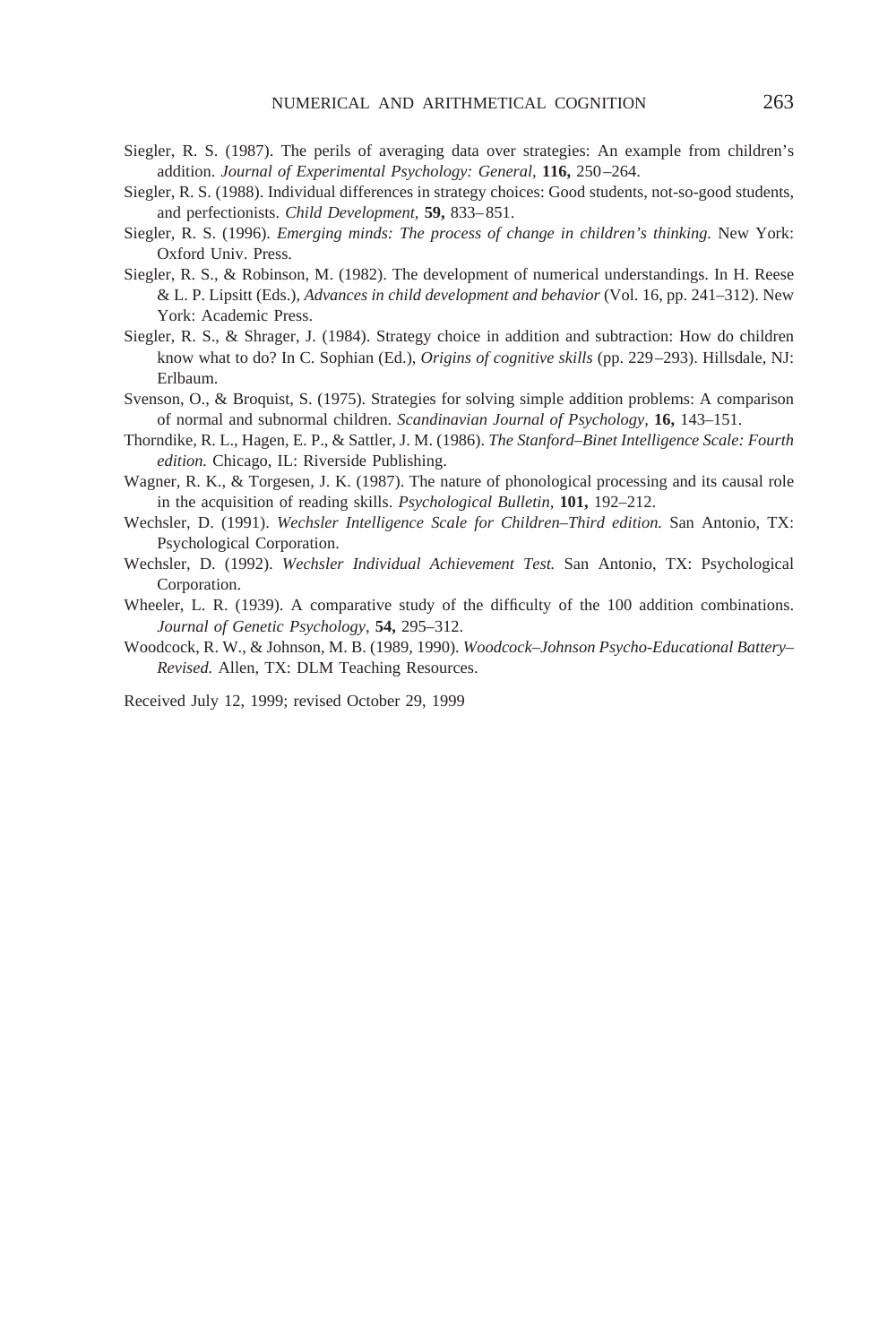Siegler, R. S. (1987). The perils of averaging data over strategies: An example from children's addition. *Journal of Experimental Psychology: General,* **116,** 250–264.

Siegler, R. S. (1988). Individual differences in strategy choices: Good students, not-so-good students, and perfectionists. *Child Development,* **59,** 833–851.

Siegler, R. S. (1996). *Emerging minds: The process of change in children's thinking.* New York: Oxford Univ. Press.

Siegler, R. S., & Robinson, M. (1982). The development of numerical understandings. In H. Reese & L. P. Lipsitt (Eds.), *Advances in child development and behavior* (Vol. 16, pp. 241–312). New York: Academic Press.

Siegler, R. S., & Shrager, J. (1984). Strategy choice in addition and subtraction: How do children know what to do? In C. Sophian (Ed.), *Origins of cognitive skills* (pp. 229–293). Hillsdale, NJ: Erlbaum.

Svenson, O., & Broquist, S. (1975). Strategies for solving simple addition problems: A comparison of normal and subnormal children. *Scandinavian Journal of Psychology,* **16,** 143–151.

Thorndike, R. L., Hagen, E. P., & Sattler, J. M. (1986). *The Stanford–Binet Intelligence Scale: Fourth edition.* Chicago, IL: Riverside Publishing.

Wagner, R. K., & Torgesen, J. K. (1987). The nature of phonological processing and its causal role in the acquisition of reading skills. *Psychological Bulletin,* **101,** 192–212.

Wechsler, D. (1991). *Wechsler Intelligence Scale for Children–Third edition.* San Antonio, TX: Psychological Corporation.

Wechsler, D. (1992). *Wechsler Individual Achievement Test.* San Antonio, TX: Psychological Corporation.

Wheeler, L. R. (1939). A comparative study of the difficulty of the 100 addition combinations. *Journal of Genetic Psychology,* **54,** 295–312.

Woodcock, R. W., & Johnson, M. B. (1989, 1990). *Woodcock–Johnson Psycho-Educational Battery–Revised.* Allen, TX: DLM Teaching Resources.

Received July 12, 1999; revised October 29, 1999